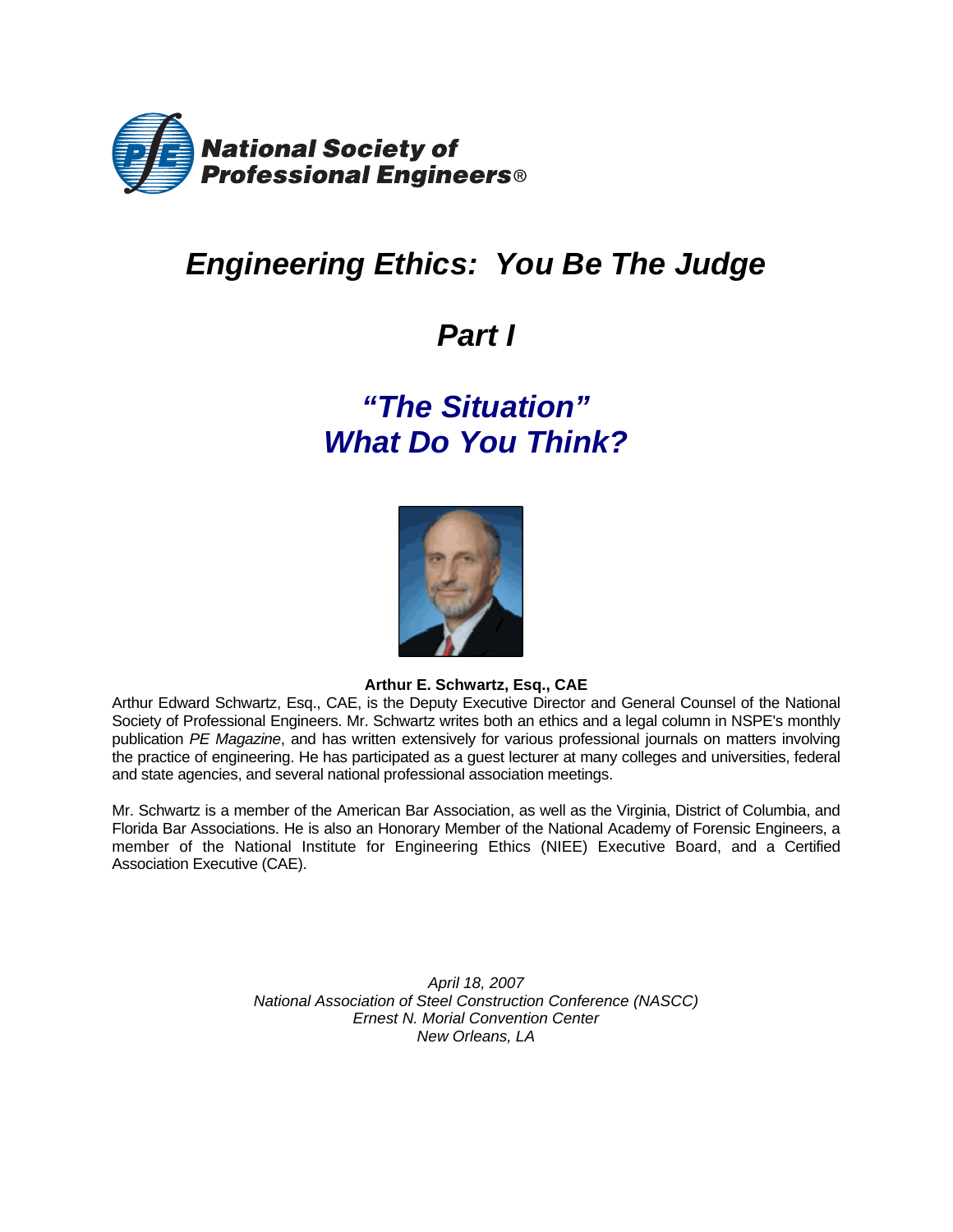National Society of Professional Engineers®

# *Engineering Ethics: You Be The Judge*

## *Part I*

## *"The Situation" What Do You Think?*

**Arthur E. Schwartz, Esq., CAE**

Arthur Edward Schwartz, Esq., CAE, is the Deputy Executive Director and General Counsel of the National Society of Professional Engineers. Mr. Schwartz writes both an ethics and a legal column in NSPE's monthly publication *PE Magazine*, and has written extensively for various professional journals on matters involving the practice of engineering. He has participated as a guest lecturer at many colleges and universities, federal and state agencies, and several national professional association meetings.

Mr. Schwartz is a member of the American Bar Association, as well as the Virginia, District of Columbia, and Florida Bar Associations. He is also an Honorary Member of the National Academy of Forensic Engineers, a member of the National Institute for Engineering Ethics (NIEE) Executive Board, and a Certified Association Executive (CAE).

*April 18, 2007*
*National Association of Steel Construction Conference (NASCC)*
*Ernest N. Morial Convention Center*
*New Orleans, LA*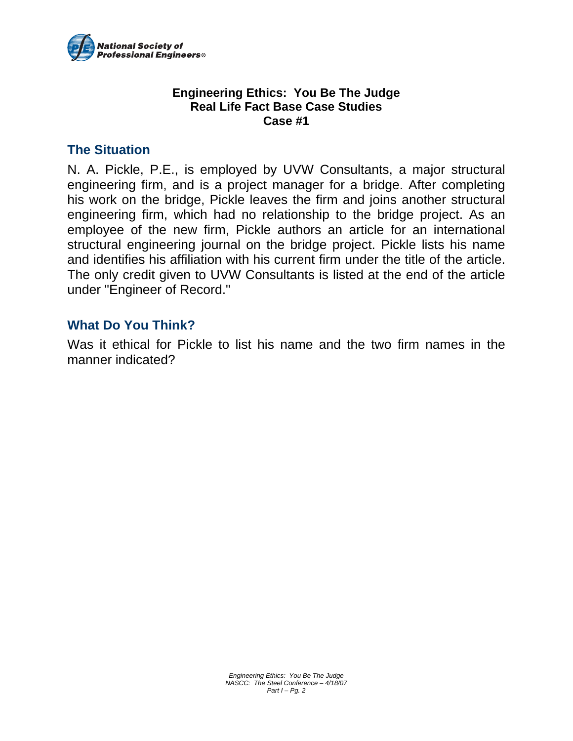**Engineering Ethics: You Be The Judge**
**Real Life Fact Base Case Studies**
**Case #1**

## The Situation

N. A. Pickle, P.E., is employed by UVW Consultants, a major structural engineering firm, and is a project manager for a bridge. After completing his work on the bridge, Pickle leaves the firm and joins another structural engineering firm, which had no relationship to the bridge project. As an employee of the new firm, Pickle authors an article for an international structural engineering journal on the bridge project. Pickle lists his name and identifies his affiliation with his current firm under the title of the article. The only credit given to UVW Consultants is listed at the end of the article under "Engineer of Record."

## What Do You Think?

Was it ethical for Pickle to list his name and the two firm names in the manner indicated?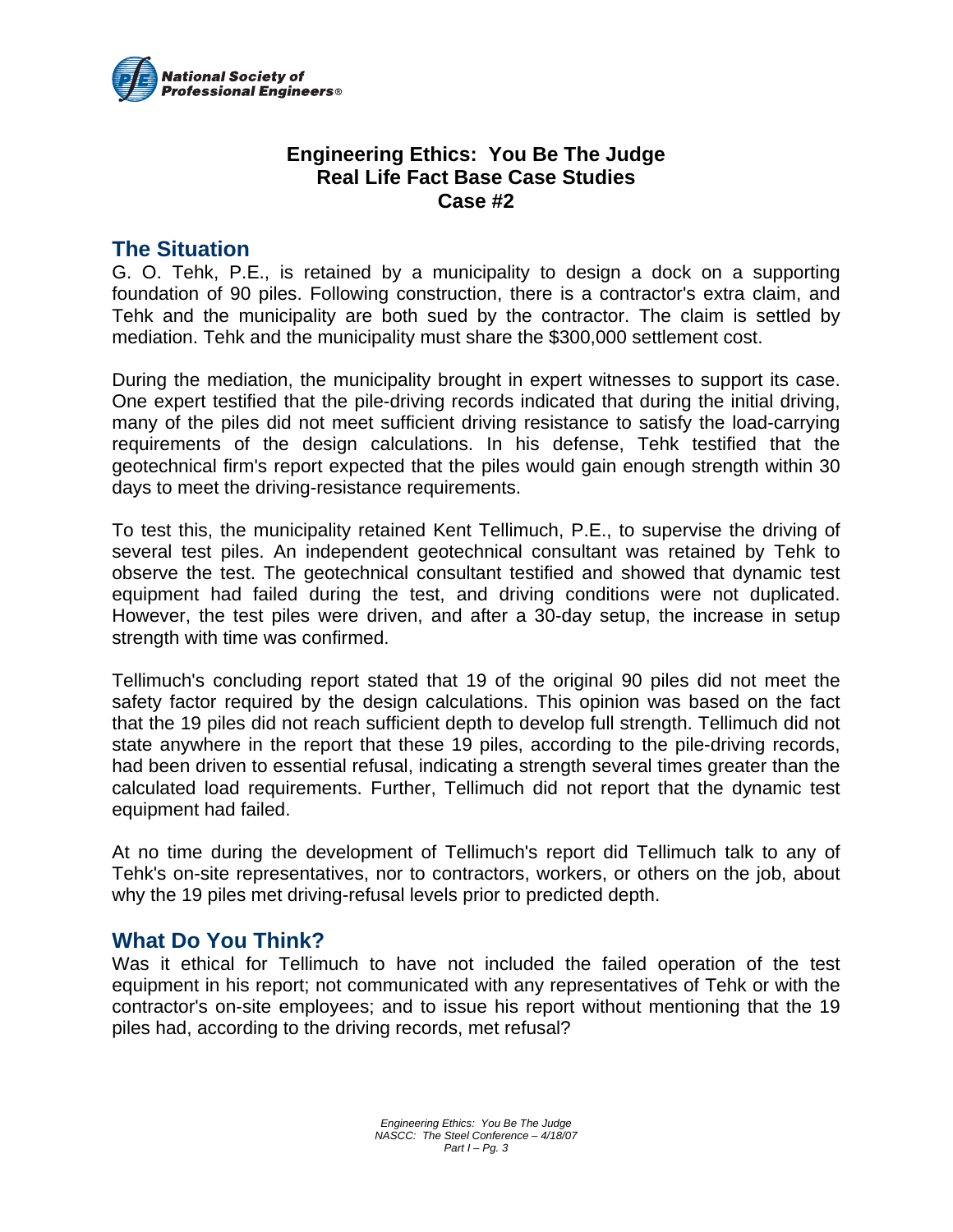National Society of Professional Engineers®

## Engineering Ethics: You Be The Judge
## Real Life Fact Base Case Studies
## Case #2

## The Situation

G. O. Tehk, P.E., is retained by a municipality to design a dock on a supporting foundation of 90 piles. Following construction, there is a contractor's extra claim, and Tehk and the municipality are both sued by the contractor. The claim is settled by mediation. Tehk and the municipality must share the $300,000 settlement cost.

During the mediation, the municipality brought in expert witnesses to support its case. One expert testified that the pile-driving records indicated that during the initial driving, many of the piles did not meet sufficient driving resistance to satisfy the load-carrying requirements of the design calculations. In his defense, Tehk testified that the geotechnical firm's report expected that the piles would gain enough strength within 30 days to meet the driving-resistance requirements.

To test this, the municipality retained Kent Tellimuch, P.E., to supervise the driving of several test piles. An independent geotechnical consultant was retained by Tehk to observe the test. The geotechnical consultant testified and showed that dynamic test equipment had failed during the test, and driving conditions were not duplicated. However, the test piles were driven, and after a 30-day setup, the increase in setup strength with time was confirmed.

Tellimuch's concluding report stated that 19 of the original 90 piles did not meet the safety factor required by the design calculations. This opinion was based on the fact that the 19 piles did not reach sufficient depth to develop full strength. Tellimuch did not state anywhere in the report that these 19 piles, according to the pile-driving records, had been driven to essential refusal, indicating a strength several times greater than the calculated load requirements. Further, Tellimuch did not report that the dynamic test equipment had failed.

At no time during the development of Tellimuch's report did Tellimuch talk to any of Tehk's on-site representatives, nor to contractors, workers, or others on the job, about why the 19 piles met driving-refusal levels prior to predicted depth.

## What Do You Think?

Was it ethical for Tellimuch to have not included the failed operation of the test equipment in his report; not communicated with any representatives of Tehk or with the contractor's on-site employees; and to issue his report without mentioning that the 19 piles had, according to the driving records, met refusal?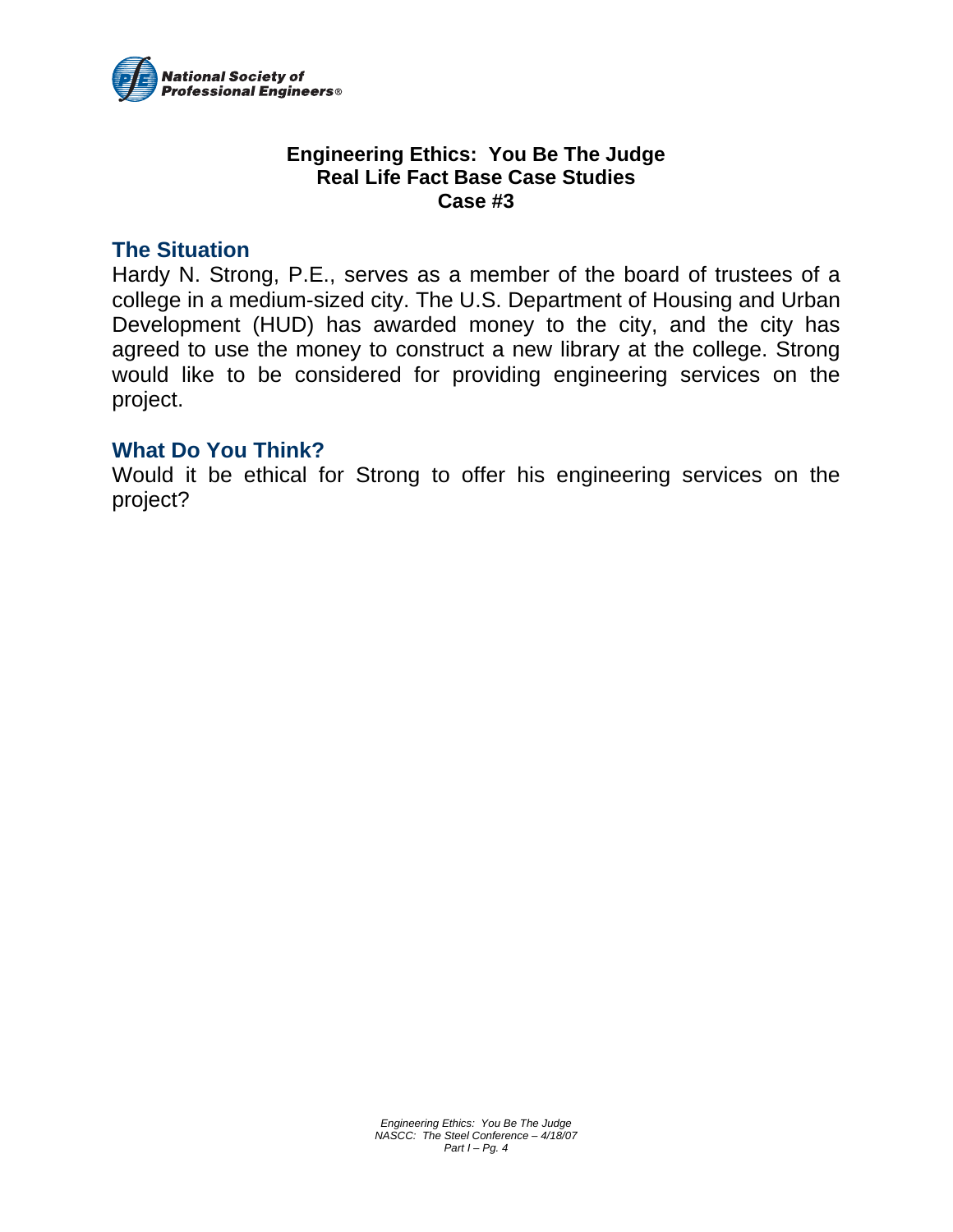**National Society of Professional Engineers®**

# Engineering Ethics: You Be The Judge
## Real Life Fact Base Case Studies
## Case #3

### The Situation

Hardy N. Strong, P.E., serves as a member of the board of trustees of a college in a medium-sized city. The U.S. Department of Housing and Urban Development (HUD) has awarded money to the city, and the city has agreed to use the money to construct a new library at the college. Strong would like to be considered for providing engineering services on the project.

### What Do You Think?

Would it be ethical for Strong to offer his engineering services on the project?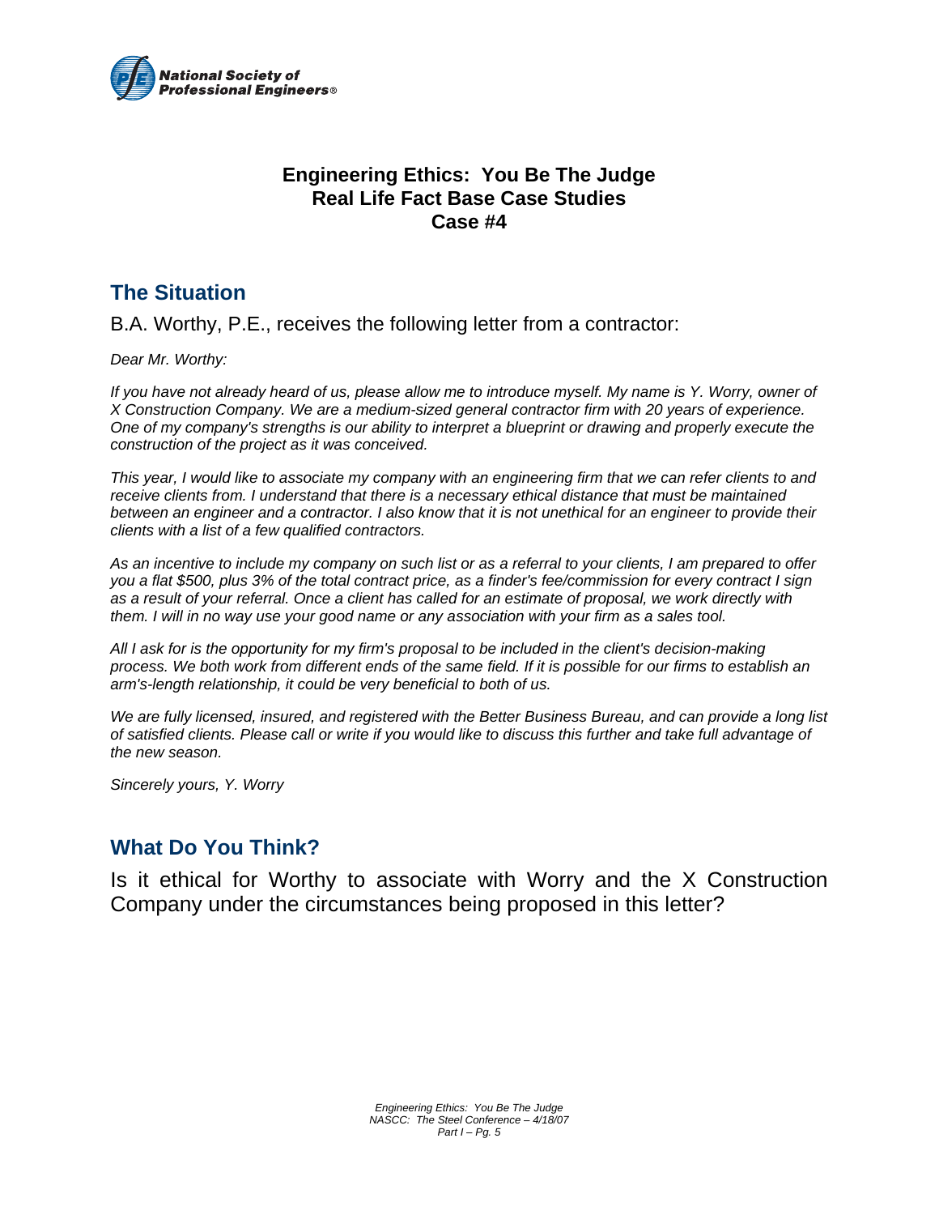National Society of Professional Engineers®

# Engineering Ethics: You Be The Judge
# Real Life Fact Base Case Studies
# Case #4

## The Situation

B.A. Worthy, P.E., receives the following letter from a contractor:

*Dear Mr. Worthy:*

*If you have not already heard of us, please allow me to introduce myself. My name is Y. Worry, owner of X Construction Company. We are a medium-sized general contractor firm with 20 years of experience. One of my company's strengths is our ability to interpret a blueprint or drawing and properly execute the construction of the project as it was conceived.*

*This year, I would like to associate my company with an engineering firm that we can refer clients to and receive clients from. I understand that there is a necessary ethical distance that must be maintained between an engineer and a contractor. I also know that it is not unethical for an engineer to provide their clients with a list of a few qualified contractors.*

*As an incentive to include my company on such list or as a referral to your clients, I am prepared to offer you a flat $500, plus 3% of the total contract price, as a finder's fee/commission for every contract I sign as a result of your referral. Once a client has called for an estimate of proposal, we work directly with them. I will in no way use your good name or any association with your firm as a sales tool.*

*All I ask for is the opportunity for my firm's proposal to be included in the client's decision-making process. We both work from different ends of the same field. If it is possible for our firms to establish an arm's-length relationship, it could be very beneficial to both of us.*

*We are fully licensed, insured, and registered with the Better Business Bureau, and can provide a long list of satisfied clients. Please call or write if you would like to discuss this further and take full advantage of the new season.*

*Sincerely yours, Y. Worry*

## What Do You Think?

Is it ethical for Worthy to associate with Worry and the X Construction Company under the circumstances being proposed in this letter?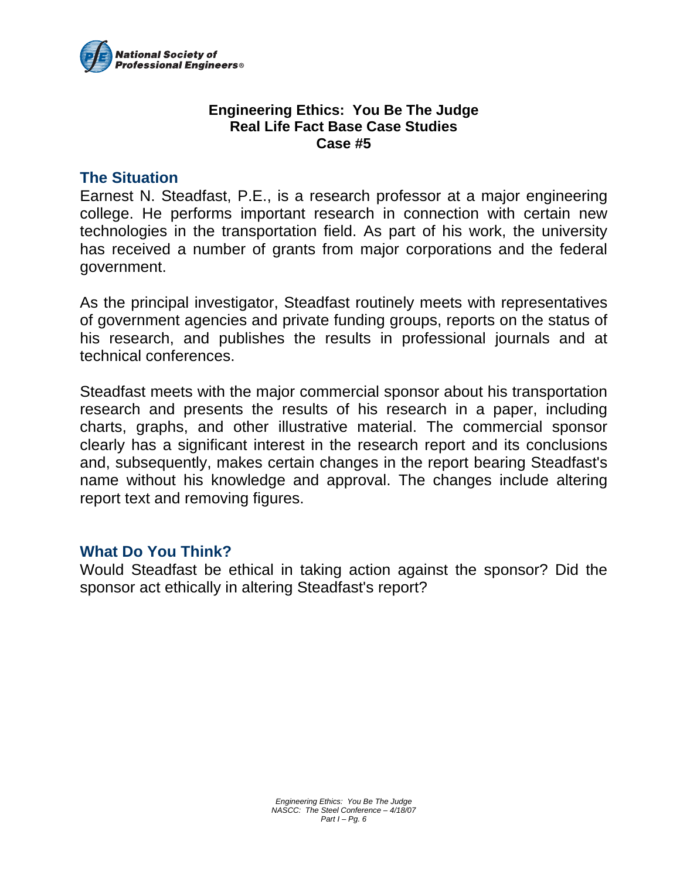**Engineering Ethics: You Be The Judge**
**Real Life Fact Base Case Studies**
**Case #5**

## The Situation

Earnest N. Steadfast, P.E., is a research professor at a major engineering college. He performs important research in connection with certain new technologies in the transportation field. As part of his work, the university has received a number of grants from major corporations and the federal government.

As the principal investigator, Steadfast routinely meets with representatives of government agencies and private funding groups, reports on the status of his research, and publishes the results in professional journals and at technical conferences.

Steadfast meets with the major commercial sponsor about his transportation research and presents the results of his research in a paper, including charts, graphs, and other illustrative material. The commercial sponsor clearly has a significant interest in the research report and its conclusions and, subsequently, makes certain changes in the report bearing Steadfast's name without his knowledge and approval. The changes include altering report text and removing figures.

## What Do You Think?

Would Steadfast be ethical in taking action against the sponsor? Did the sponsor act ethically in altering Steadfast's report?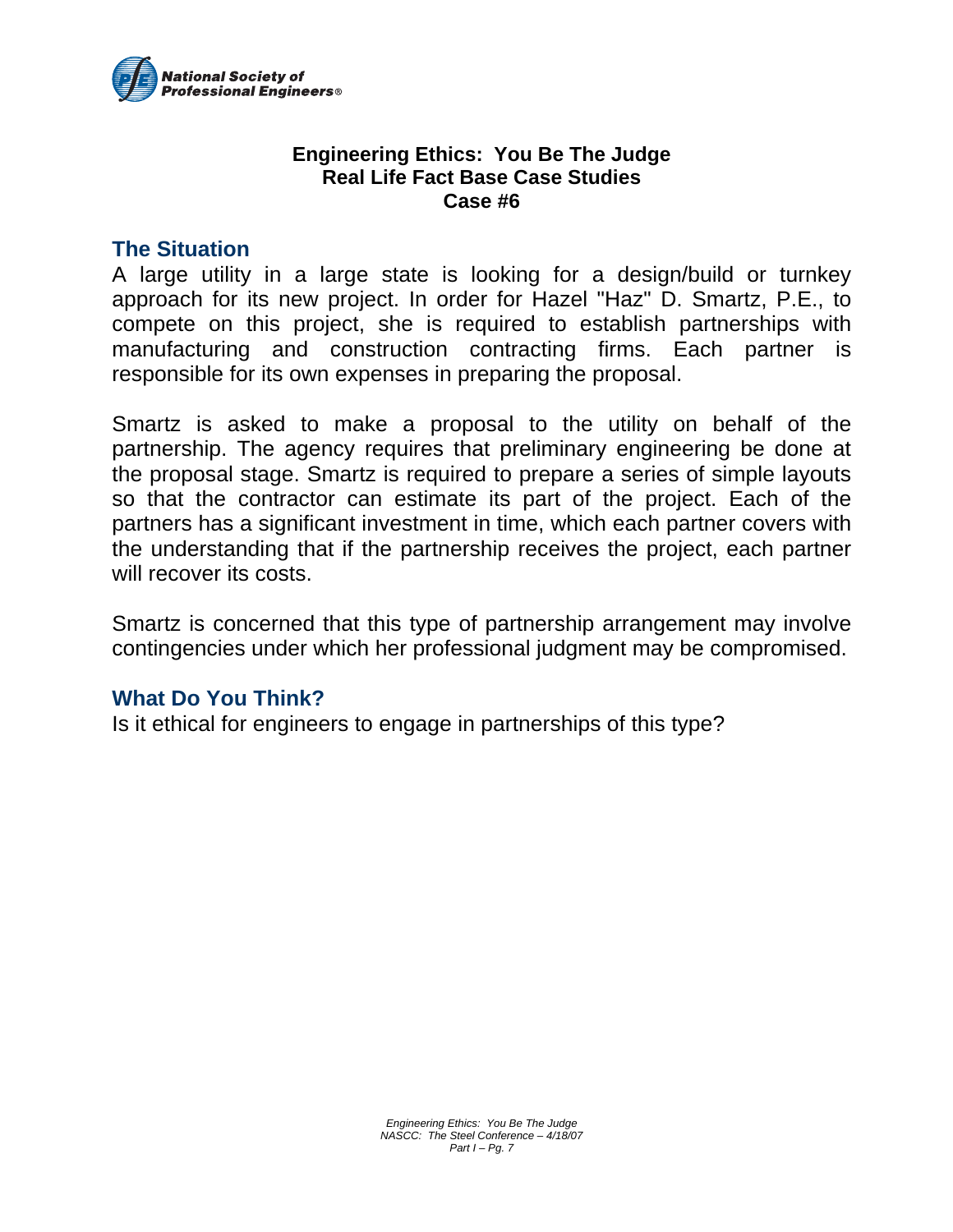**Engineering Ethics: You Be The Judge**
**Real Life Fact Base Case Studies**
**Case #6**

## The Situation

A large utility in a large state is looking for a design/build or turnkey approach for its new project. In order for Hazel "Haz" D. Smartz, P.E., to compete on this project, she is required to establish partnerships with manufacturing and construction contracting firms. Each partner is responsible for its own expenses in preparing the proposal.

Smartz is asked to make a proposal to the utility on behalf of the partnership. The agency requires that preliminary engineering be done at the proposal stage. Smartz is required to prepare a series of simple layouts so that the contractor can estimate its part of the project. Each of the partners has a significant investment in time, which each partner covers with the understanding that if the partnership receives the project, each partner will recover its costs.

Smartz is concerned that this type of partnership arrangement may involve contingencies under which her professional judgment may be compromised.

## What Do You Think?

Is it ethical for engineers to engage in partnerships of this type?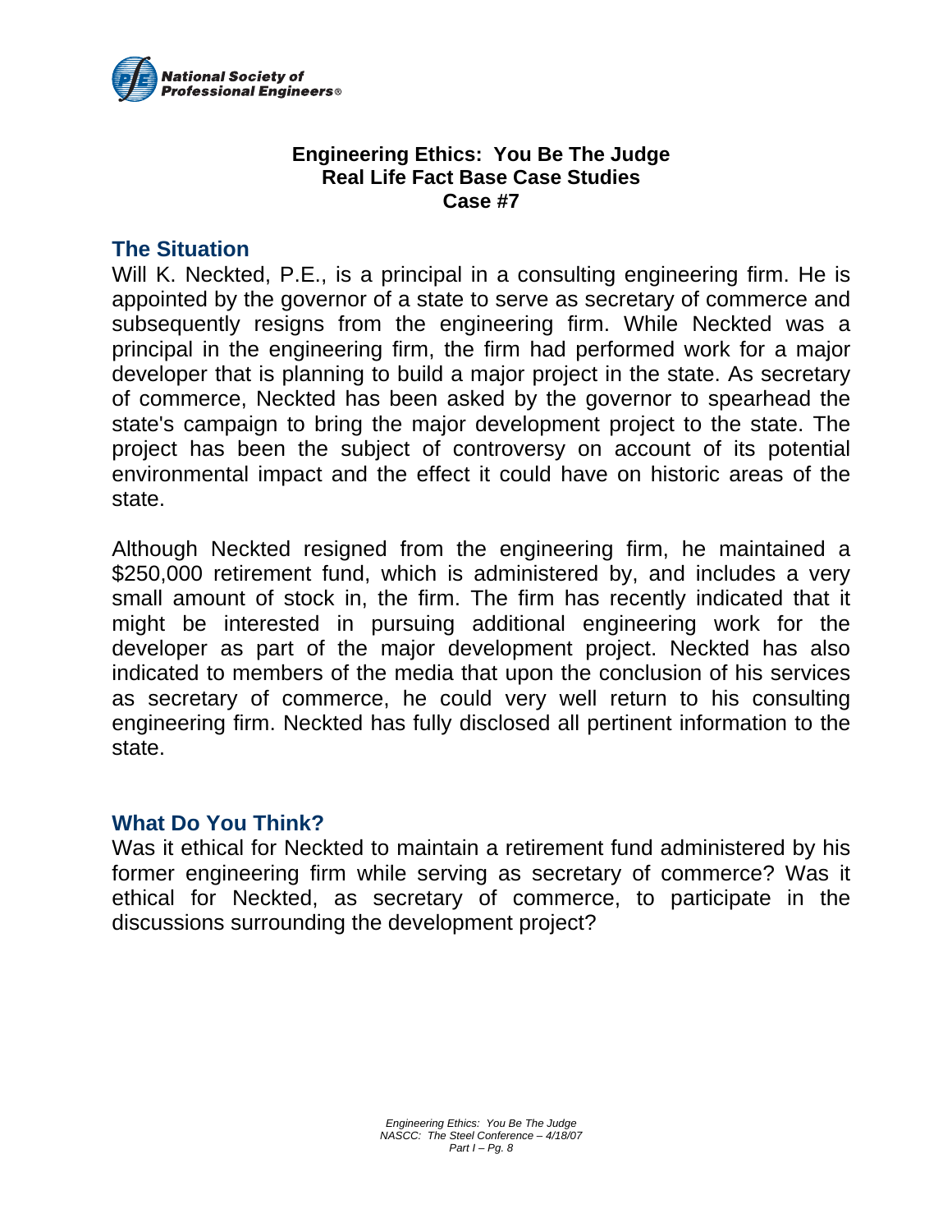**Engineering Ethics: You Be The Judge**
**Real Life Fact Base Case Studies**
**Case #7**

## The Situation

Will K. Neckted, P.E., is a principal in a consulting engineering firm. He is appointed by the governor of a state to serve as secretary of commerce and subsequently resigns from the engineering firm. While Neckted was a principal in the engineering firm, the firm had performed work for a major developer that is planning to build a major project in the state. As secretary of commerce, Neckted has been asked by the governor to spearhead the state's campaign to bring the major development project to the state. The project has been the subject of controversy on account of its potential environmental impact and the effect it could have on historic areas of the state.

Although Neckted resigned from the engineering firm, he maintained a $250,000 retirement fund, which is administered by, and includes a very small amount of stock in, the firm. The firm has recently indicated that it might be interested in pursuing additional engineering work for the developer as part of the major development project. Neckted has also indicated to members of the media that upon the conclusion of his services as secretary of commerce, he could very well return to his consulting engineering firm. Neckted has fully disclosed all pertinent information to the state.

## What Do You Think?

Was it ethical for Neckted to maintain a retirement fund administered by his former engineering firm while serving as secretary of commerce? Was it ethical for Neckted, as secretary of commerce, to participate in the discussions surrounding the development project?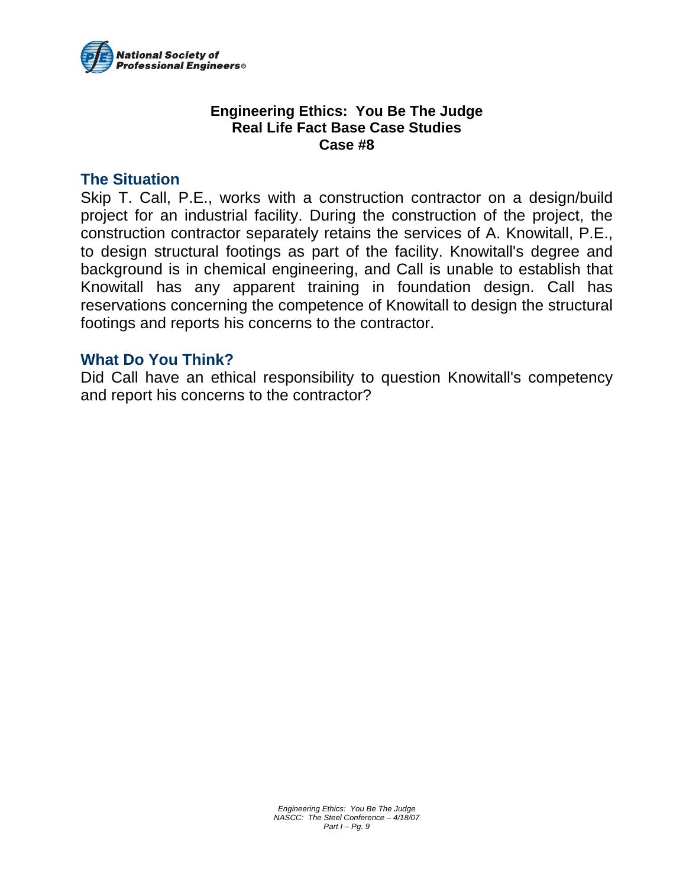**Engineering Ethics: You Be The Judge**
**Real Life Fact Base Case Studies**
**Case #8**

## The Situation

Skip T. Call, P.E., works with a construction contractor on a design/build project for an industrial facility. During the construction of the project, the construction contractor separately retains the services of A. Knowitall, P.E., to design structural footings as part of the facility. Knowitall's degree and background is in chemical engineering, and Call is unable to establish that Knowitall has any apparent training in foundation design. Call has reservations concerning the competence of Knowitall to design the structural footings and reports his concerns to the contractor.

## What Do You Think?

Did Call have an ethical responsibility to question Knowitall's competency and report his concerns to the contractor?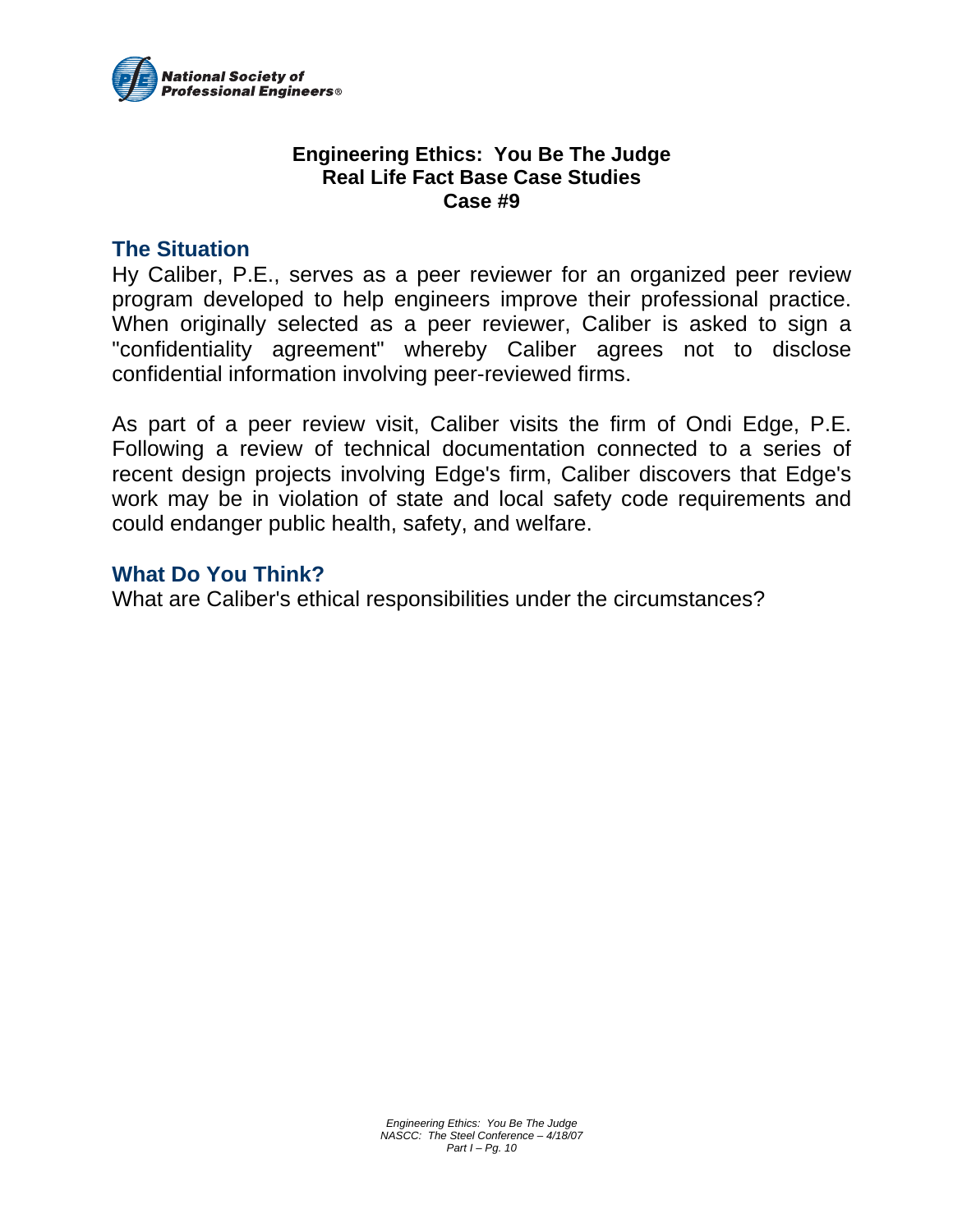**Engineering Ethics: You Be The Judge**
**Real Life Fact Base Case Studies**
**Case #9**

## The Situation

Hy Caliber, P.E., serves as a peer reviewer for an organized peer review program developed to help engineers improve their professional practice. When originally selected as a peer reviewer, Caliber is asked to sign a "confidentiality agreement" whereby Caliber agrees not to disclose confidential information involving peer-reviewed firms.

As part of a peer review visit, Caliber visits the firm of Ondi Edge, P.E. Following a review of technical documentation connected to a series of recent design projects involving Edge's firm, Caliber discovers that Edge's work may be in violation of state and local safety code requirements and could endanger public health, safety, and welfare.

## What Do You Think?

What are Caliber's ethical responsibilities under the circumstances?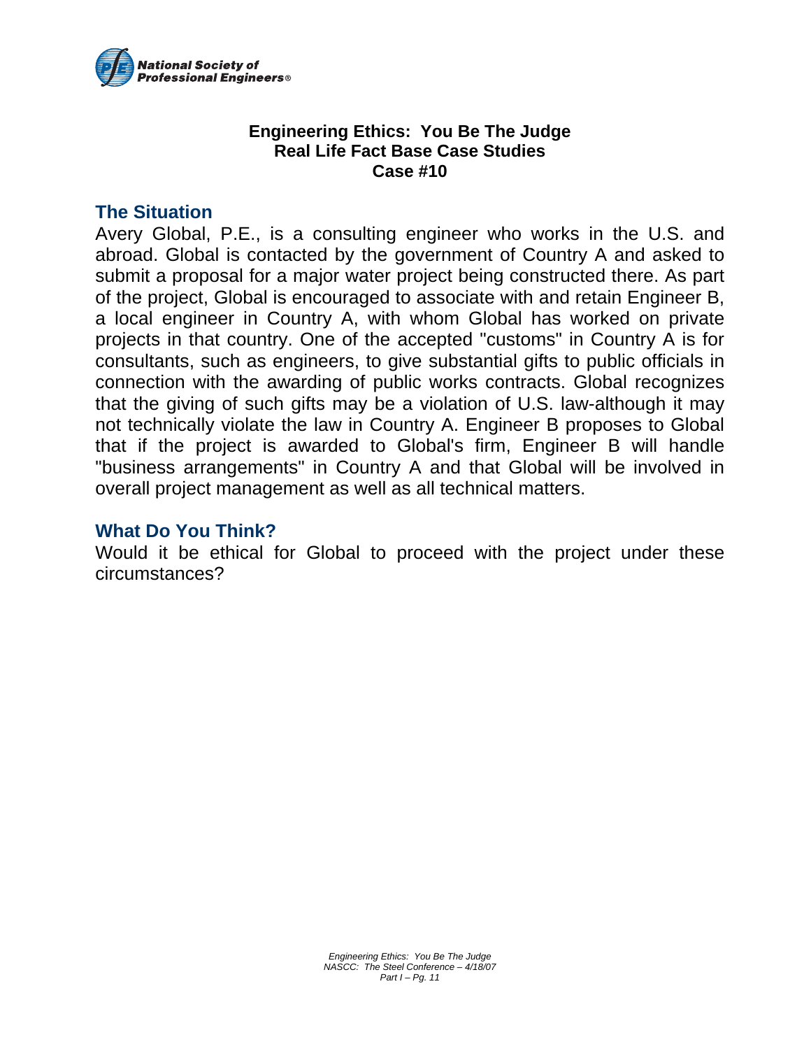**Engineering Ethics: You Be The Judge**
**Real Life Fact Base Case Studies**
**Case #10**

## The Situation

Avery Global, P.E., is a consulting engineer who works in the U.S. and abroad. Global is contacted by the government of Country A and asked to submit a proposal for a major water project being constructed there. As part of the project, Global is encouraged to associate with and retain Engineer B, a local engineer in Country A, with whom Global has worked on private projects in that country. One of the accepted "customs" in Country A is for consultants, such as engineers, to give substantial gifts to public officials in connection with the awarding of public works contracts. Global recognizes that the giving of such gifts may be a violation of U.S. law-although it may not technically violate the law in Country A. Engineer B proposes to Global that if the project is awarded to Global's firm, Engineer B will handle "business arrangements" in Country A and that Global will be involved in overall project management as well as all technical matters.

## What Do You Think?

Would it be ethical for Global to proceed with the project under these circumstances?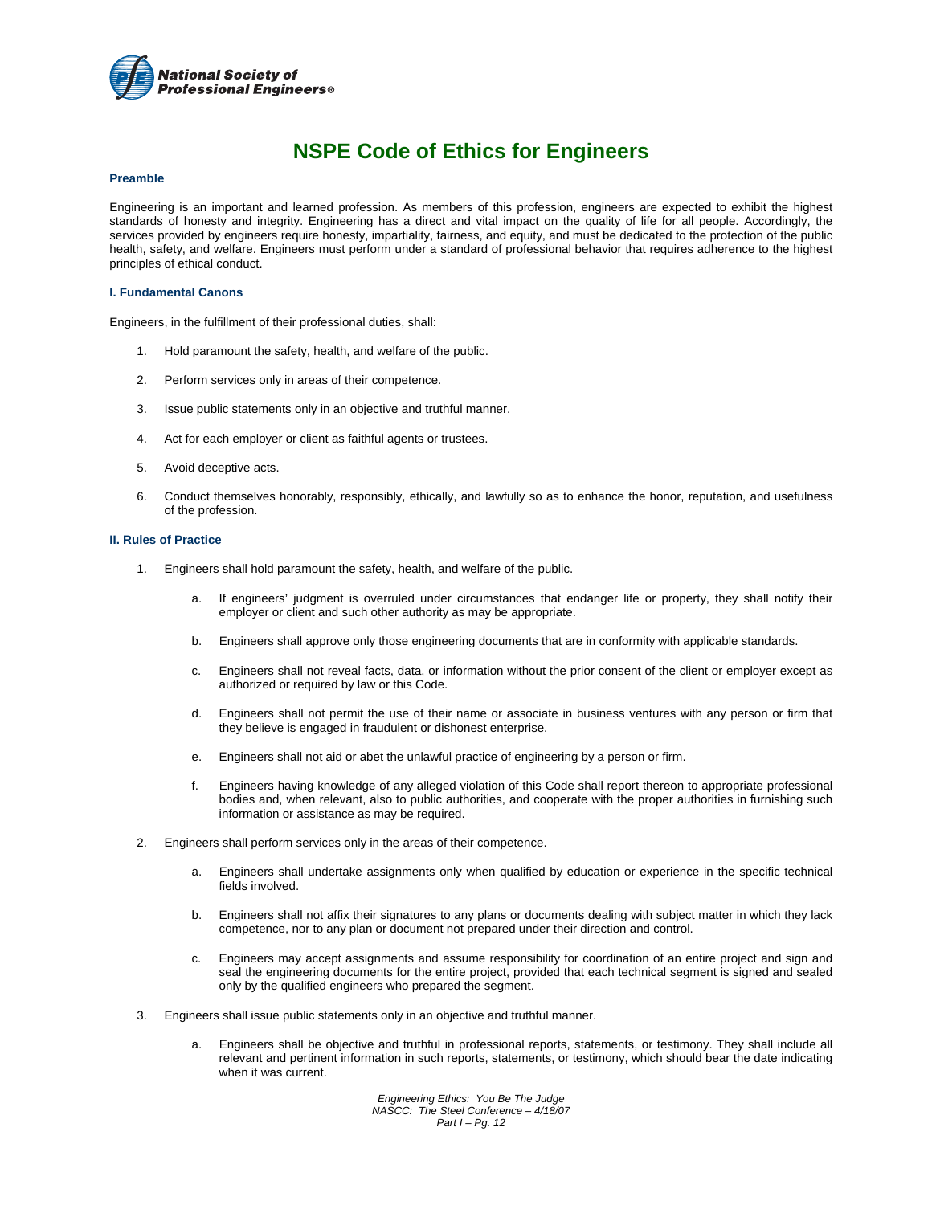# NSPE Code of Ethics for Engineers

### Preamble

Engineering is an important and learned profession. As members of this profession, engineers are expected to exhibit the highest standards of honesty and integrity. Engineering has a direct and vital impact on the quality of life for all people. Accordingly, the services provided by engineers require honesty, impartiality, fairness, and equity, and must be dedicated to the protection of the public health, safety, and welfare. Engineers must perform under a standard of professional behavior that requires adherence to the highest principles of ethical conduct.

### I. Fundamental Canons

Engineers, in the fulfillment of their professional duties, shall:

1. Hold paramount the safety, health, and welfare of the public.
2. Perform services only in areas of their competence.
3. Issue public statements only in an objective and truthful manner.
4. Act for each employer or client as faithful agents or trustees.
5. Avoid deceptive acts.
6. Conduct themselves honorably, responsibly, ethically, and lawfully so as to enhance the honor, reputation, and usefulness of the profession.

### II. Rules of Practice

1. Engineers shall hold paramount the safety, health, and welfare of the public.
   a. If engineers' judgment is overruled under circumstances that endanger life or property, they shall notify their employer or client and such other authority as may be appropriate.
   b. Engineers shall approve only those engineering documents that are in conformity with applicable standards.
   c. Engineers shall not reveal facts, data, or information without the prior consent of the client or employer except as authorized or required by law or this Code.
   d. Engineers shall not permit the use of their name or associate in business ventures with any person or firm that they believe is engaged in fraudulent or dishonest enterprise.
   e. Engineers shall not aid or abet the unlawful practice of engineering by a person or firm.
   f. Engineers having knowledge of any alleged violation of this Code shall report thereon to appropriate professional bodies and, when relevant, also to public authorities, and cooperate with the proper authorities in furnishing such information or assistance as may be required.
2. Engineers shall perform services only in the areas of their competence.
   a. Engineers shall undertake assignments only when qualified by education or experience in the specific technical fields involved.
   b. Engineers shall not affix their signatures to any plans or documents dealing with subject matter in which they lack competence, nor to any plan or document not prepared under their direction and control.
   c. Engineers may accept assignments and assume responsibility for coordination of an entire project and sign and seal the engineering documents for the entire project, provided that each technical segment is signed and sealed only by the qualified engineers who prepared the segment.
3. Engineers shall issue public statements only in an objective and truthful manner.
   a. Engineers shall be objective and truthful in professional reports, statements, or testimony. They shall include all relevant and pertinent information in such reports, statements, or testimony, which should bear the date indicating when it was current.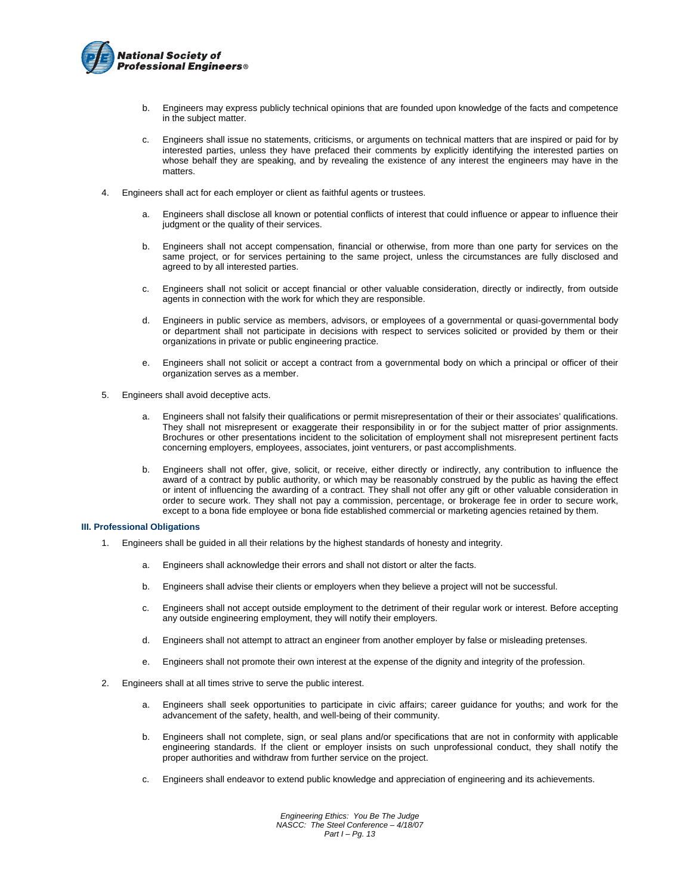b. Engineers may express publicly technical opinions that are founded upon knowledge of the facts and competence in the subject matter.

   c. Engineers shall issue no statements, criticisms, or arguments on technical matters that are inspired or paid for by interested parties, unless they have prefaced their comments by explicitly identifying the interested parties on whose behalf they are speaking, and by revealing the existence of any interest the engineers may have in the matters.

4. Engineers shall act for each employer or client as faithful agents or trustees.

   a. Engineers shall disclose all known or potential conflicts of interest that could influence or appear to influence their judgment or the quality of their services.

   b. Engineers shall not accept compensation, financial or otherwise, from more than one party for services on the same project, or for services pertaining to the same project, unless the circumstances are fully disclosed and agreed to by all interested parties.

   c. Engineers shall not solicit or accept financial or other valuable consideration, directly or indirectly, from outside agents in connection with the work for which they are responsible.

   d. Engineers in public service as members, advisors, or employees of a governmental or quasi-governmental body or department shall not participate in decisions with respect to services solicited or provided by them or their organizations in private or public engineering practice.

   e. Engineers shall not solicit or accept a contract from a governmental body on which a principal or officer of their organization serves as a member.

5. Engineers shall avoid deceptive acts.

   a. Engineers shall not falsify their qualifications or permit misrepresentation of their or their associates' qualifications. They shall not misrepresent or exaggerate their responsibility in or for the subject matter of prior assignments. Brochures or other presentations incident to the solicitation of employment shall not misrepresent pertinent facts concerning employers, employees, associates, joint venturers, or past accomplishments.

   b. Engineers shall not offer, give, solicit, or receive, either directly or indirectly, any contribution to influence the award of a contract by public authority, or which may be reasonably construed by the public as having the effect or intent of influencing the awarding of a contract. They shall not offer any gift or other valuable consideration in order to secure work. They shall not pay a commission, percentage, or brokerage fee in order to secure work, except to a bona fide employee or bona fide established commercial or marketing agencies retained by them.

### III. Professional Obligations

1. Engineers shall be guided in all their relations by the highest standards of honesty and integrity.

   a. Engineers shall acknowledge their errors and shall not distort or alter the facts.

   b. Engineers shall advise their clients or employers when they believe a project will not be successful.

   c. Engineers shall not accept outside employment to the detriment of their regular work or interest. Before accepting any outside engineering employment, they will notify their employers.

   d. Engineers shall not attempt to attract an engineer from another employer by false or misleading pretenses.

   e. Engineers shall not promote their own interest at the expense of the dignity and integrity of the profession.

2. Engineers shall at all times strive to serve the public interest.

   a. Engineers shall seek opportunities to participate in civic affairs; career guidance for youths; and work for the advancement of the safety, health, and well-being of their community.

   b. Engineers shall not complete, sign, or seal plans and/or specifications that are not in conformity with applicable engineering standards. If the client or employer insists on such unprofessional conduct, they shall notify the proper authorities and withdraw from further service on the project.

   c. Engineers shall endeavor to extend public knowledge and appreciation of engineering and its achievements.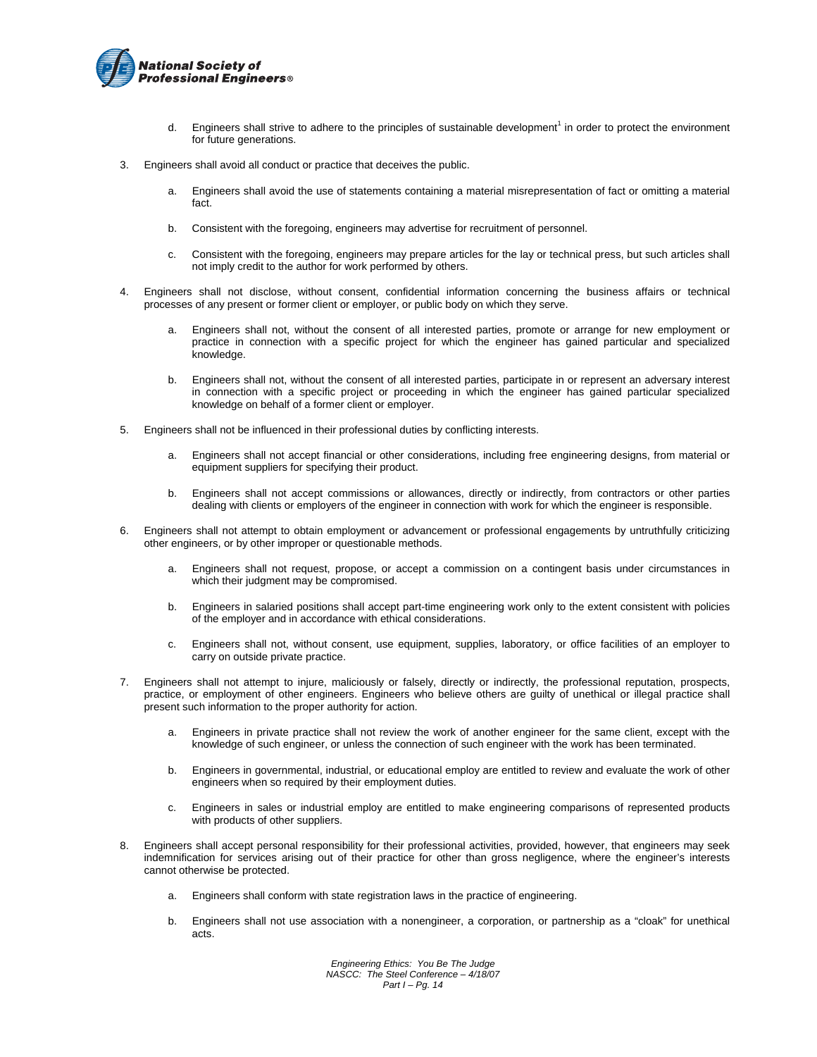d. Engineers shall strive to adhere to the principles of sustainable development[1] in order to protect the environment for future generations.

3. Engineers shall avoid all conduct or practice that deceives the public.

   a. Engineers shall avoid the use of statements containing a material misrepresentation of fact or omitting a material fact.

   b. Consistent with the foregoing, engineers may advertise for recruitment of personnel.

   c. Consistent with the foregoing, engineers may prepare articles for the lay or technical press, but such articles shall not imply credit to the author for work performed by others.

4. Engineers shall not disclose, without consent, confidential information concerning the business affairs or technical processes of any present or former client or employer, or public body on which they serve.

   a. Engineers shall not, without the consent of all interested parties, promote or arrange for new employment or practice in connection with a specific project for which the engineer has gained particular and specialized knowledge.

   b. Engineers shall not, without the consent of all interested parties, participate in or represent an adversary interest in connection with a specific project or proceeding in which the engineer has gained particular specialized knowledge on behalf of a former client or employer.

5. Engineers shall not be influenced in their professional duties by conflicting interests.

   a. Engineers shall not accept financial or other considerations, including free engineering designs, from material or equipment suppliers for specifying their product.

   b. Engineers shall not accept commissions or allowances, directly or indirectly, from contractors or other parties dealing with clients or employers of the engineer in connection with work for which the engineer is responsible.

6. Engineers shall not attempt to obtain employment or advancement or professional engagements by untruthfully criticizing other engineers, or by other improper or questionable methods.

   a. Engineers shall not request, propose, or accept a commission on a contingent basis under circumstances in which their judgment may be compromised.

   b. Engineers in salaried positions shall accept part-time engineering work only to the extent consistent with policies of the employer and in accordance with ethical considerations.

   c. Engineers shall not, without consent, use equipment, supplies, laboratory, or office facilities of an employer to carry on outside private practice.

7. Engineers shall not attempt to injure, maliciously or falsely, directly or indirectly, the professional reputation, prospects, practice, or employment of other engineers. Engineers who believe others are guilty of unethical or illegal practice shall present such information to the proper authority for action.

   a. Engineers in private practice shall not review the work of another engineer for the same client, except with the knowledge of such engineer, or unless the connection of such engineer with the work has been terminated.

   b. Engineers in governmental, industrial, or educational employ are entitled to review and evaluate the work of other engineers when so required by their employment duties.

   c. Engineers in sales or industrial employ are entitled to make engineering comparisons of represented products with products of other suppliers.

8. Engineers shall accept personal responsibility for their professional activities, provided, however, that engineers may seek indemnification for services arising out of their practice for other than gross negligence, where the engineer's interests cannot otherwise be protected.

   a. Engineers shall conform with state registration laws in the practice of engineering.

   b. Engineers shall not use association with a nonengineer, a corporation, or partnership as a "cloak" for unethical acts.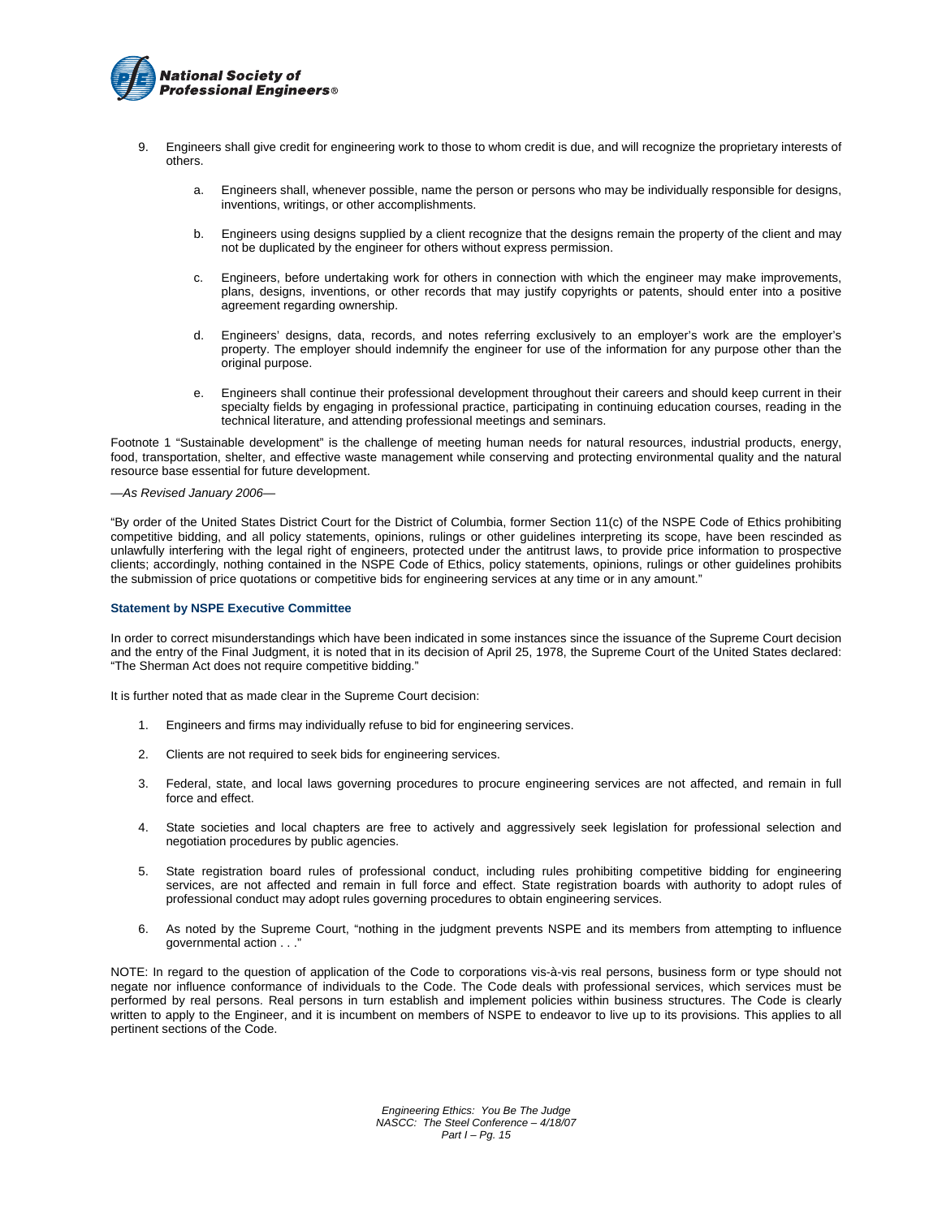9. Engineers shall give credit for engineering work to those to whom credit is due, and will recognize the proprietary interests of others.

   a. Engineers shall, whenever possible, name the person or persons who may be individually responsible for designs, inventions, writings, or other accomplishments.

   b. Engineers using designs supplied by a client recognize that the designs remain the property of the client and may not be duplicated by the engineer for others without express permission.

   c. Engineers, before undertaking work for others in connection with which the engineer may make improvements, plans, designs, inventions, or other records that may justify copyrights or patents, should enter into a positive agreement regarding ownership.

   d. Engineers' designs, data, records, and notes referring exclusively to an employer's work are the employer's property. The employer should indemnify the engineer for use of the information for any purpose other than the original purpose.

   e. Engineers shall continue their professional development throughout their careers and should keep current in their specialty fields by engaging in professional practice, participating in continuing education courses, reading in the technical literature, and attending professional meetings and seminars.

Footnote 1 "Sustainable development" is the challenge of meeting human needs for natural resources, industrial products, energy, food, transportation, shelter, and effective waste management while conserving and protecting environmental quality and the natural resource base essential for future development.

*—As Revised January 2006—*

"By order of the United States District Court for the District of Columbia, former Section 11(c) of the NSPE Code of Ethics prohibiting competitive bidding, and all policy statements, opinions, rulings or other guidelines interpreting its scope, have been rescinded as unlawfully interfering with the legal right of engineers, protected under the antitrust laws, to provide price information to prospective clients; accordingly, nothing contained in the NSPE Code of Ethics, policy statements, opinions, rulings or other guidelines prohibits the submission of price quotations or competitive bids for engineering services at any time or in any amount."

**Statement by NSPE Executive Committee**

In order to correct misunderstandings which have been indicated in some instances since the issuance of the Supreme Court decision and the entry of the Final Judgment, it is noted that in its decision of April 25, 1978, the Supreme Court of the United States declared: "The Sherman Act does not require competitive bidding."

It is further noted that as made clear in the Supreme Court decision:

1. Engineers and firms may individually refuse to bid for engineering services.

2. Clients are not required to seek bids for engineering services.

3. Federal, state, and local laws governing procedures to procure engineering services are not affected, and remain in full force and effect.

4. State societies and local chapters are free to actively and aggressively seek legislation for professional selection and negotiation procedures by public agencies.

5. State registration board rules of professional conduct, including rules prohibiting competitive bidding for engineering services, are not affected and remain in full force and effect. State registration boards with authority to adopt rules of professional conduct may adopt rules governing procedures to obtain engineering services.

6. As noted by the Supreme Court, "nothing in the judgment prevents NSPE and its members from attempting to influence governmental action . . ."

NOTE: In regard to the question of application of the Code to corporations vis-à-vis real persons, business form or type should not negate nor influence conformance of individuals to the Code. The Code deals with professional services, which services must be performed by real persons. Real persons in turn establish and implement policies within business structures. The Code is clearly written to apply to the Engineer, and it is incumbent on members of NSPE to endeavor to live up to its provisions. This applies to all pertinent sections of the Code.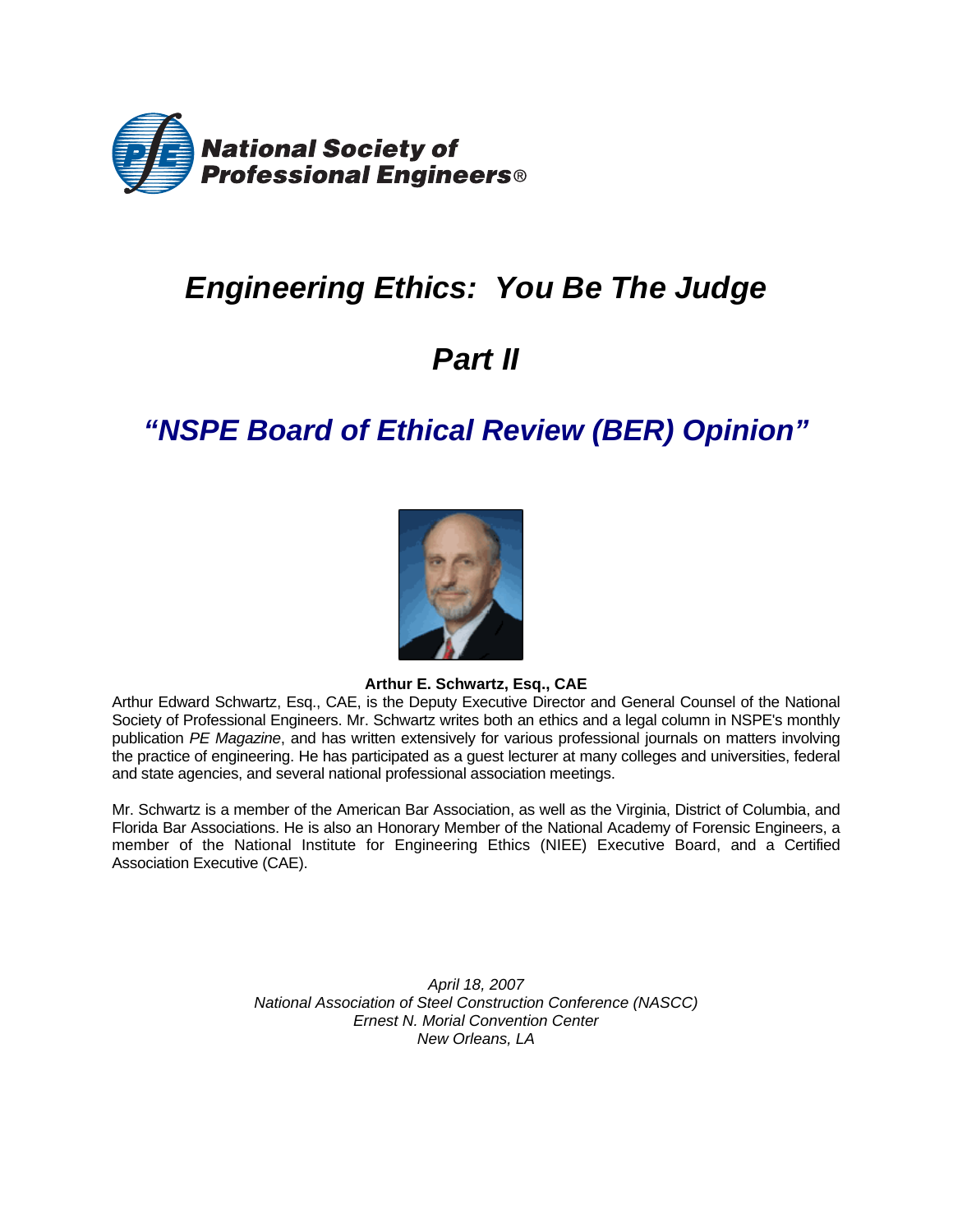National Society of Professional Engineers®

# *Engineering Ethics: You Be The Judge*

# *Part II*

## *"NSPE Board of Ethical Review (BER) Opinion"*

**Arthur E. Schwartz, Esq., CAE**

Arthur Edward Schwartz, Esq., CAE, is the Deputy Executive Director and General Counsel of the National Society of Professional Engineers. Mr. Schwartz writes both an ethics and a legal column in NSPE's monthly publication *PE Magazine*, and has written extensively for various professional journals on matters involving the practice of engineering. He has participated as a guest lecturer at many colleges and universities, federal and state agencies, and several national professional association meetings.

Mr. Schwartz is a member of the American Bar Association, as well as the Virginia, District of Columbia, and Florida Bar Associations. He is also an Honorary Member of the National Academy of Forensic Engineers, a member of the National Institute for Engineering Ethics (NIEE) Executive Board, and a Certified Association Executive (CAE).

*April 18, 2007*
*National Association of Steel Construction Conference (NASCC)*
*Ernest N. Morial Convention Center*
*New Orleans, LA*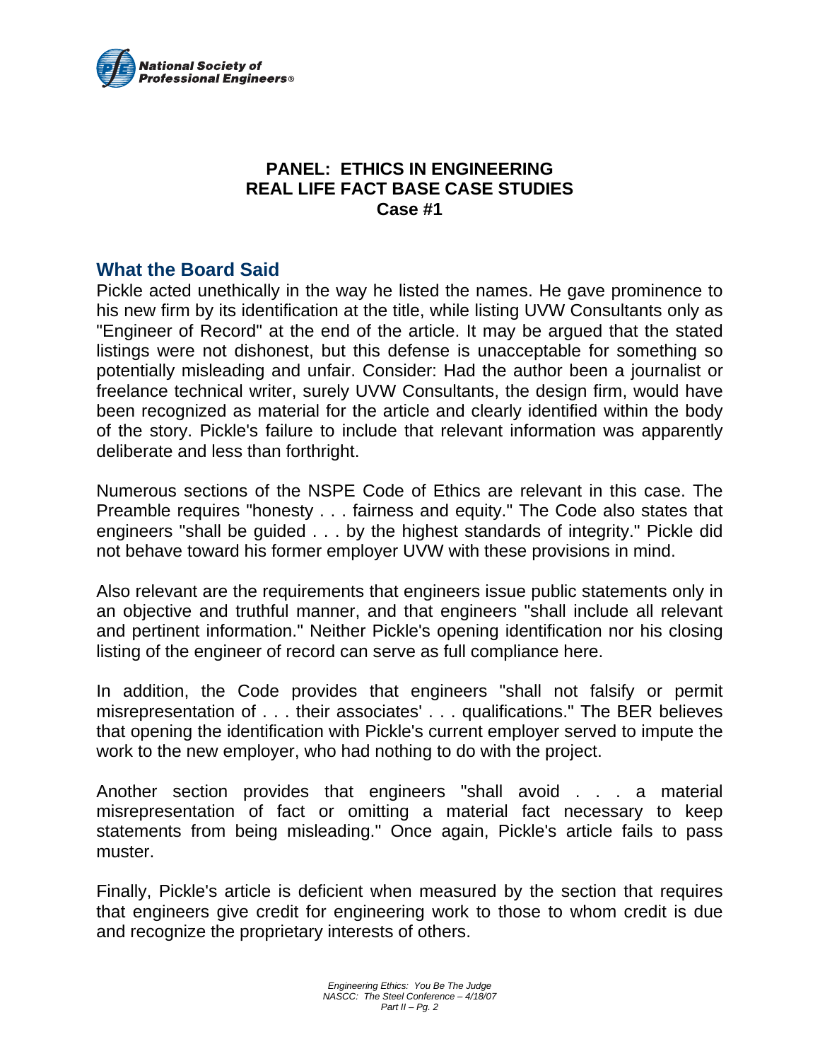**PANEL: ETHICS IN ENGINEERING**
**REAL LIFE FACT BASE CASE STUDIES**
**Case #1**

## What the Board Said

Pickle acted unethically in the way he listed the names. He gave prominence to his new firm by its identification at the title, while listing UVW Consultants only as "Engineer of Record" at the end of the article. It may be argued that the stated listings were not dishonest, but this defense is unacceptable for something so potentially misleading and unfair. Consider: Had the author been a journalist or freelance technical writer, surely UVW Consultants, the design firm, would have been recognized as material for the article and clearly identified within the body of the story. Pickle's failure to include that relevant information was apparently deliberate and less than forthright.

Numerous sections of the NSPE Code of Ethics are relevant in this case. The Preamble requires "honesty . . . fairness and equity." The Code also states that engineers "shall be guided . . . by the highest standards of integrity." Pickle did not behave toward his former employer UVW with these provisions in mind.

Also relevant are the requirements that engineers issue public statements only in an objective and truthful manner, and that engineers "shall include all relevant and pertinent information." Neither Pickle's opening identification nor his closing listing of the engineer of record can serve as full compliance here.

In addition, the Code provides that engineers "shall not falsify or permit misrepresentation of . . . their associates' . . . qualifications." The BER believes that opening the identification with Pickle's current employer served to impute the work to the new employer, who had nothing to do with the project.

Another section provides that engineers "shall avoid . . . a material misrepresentation of fact or omitting a material fact necessary to keep statements from being misleading." Once again, Pickle's article fails to pass muster.

Finally, Pickle's article is deficient when measured by the section that requires that engineers give credit for engineering work to those to whom credit is due and recognize the proprietary interests of others.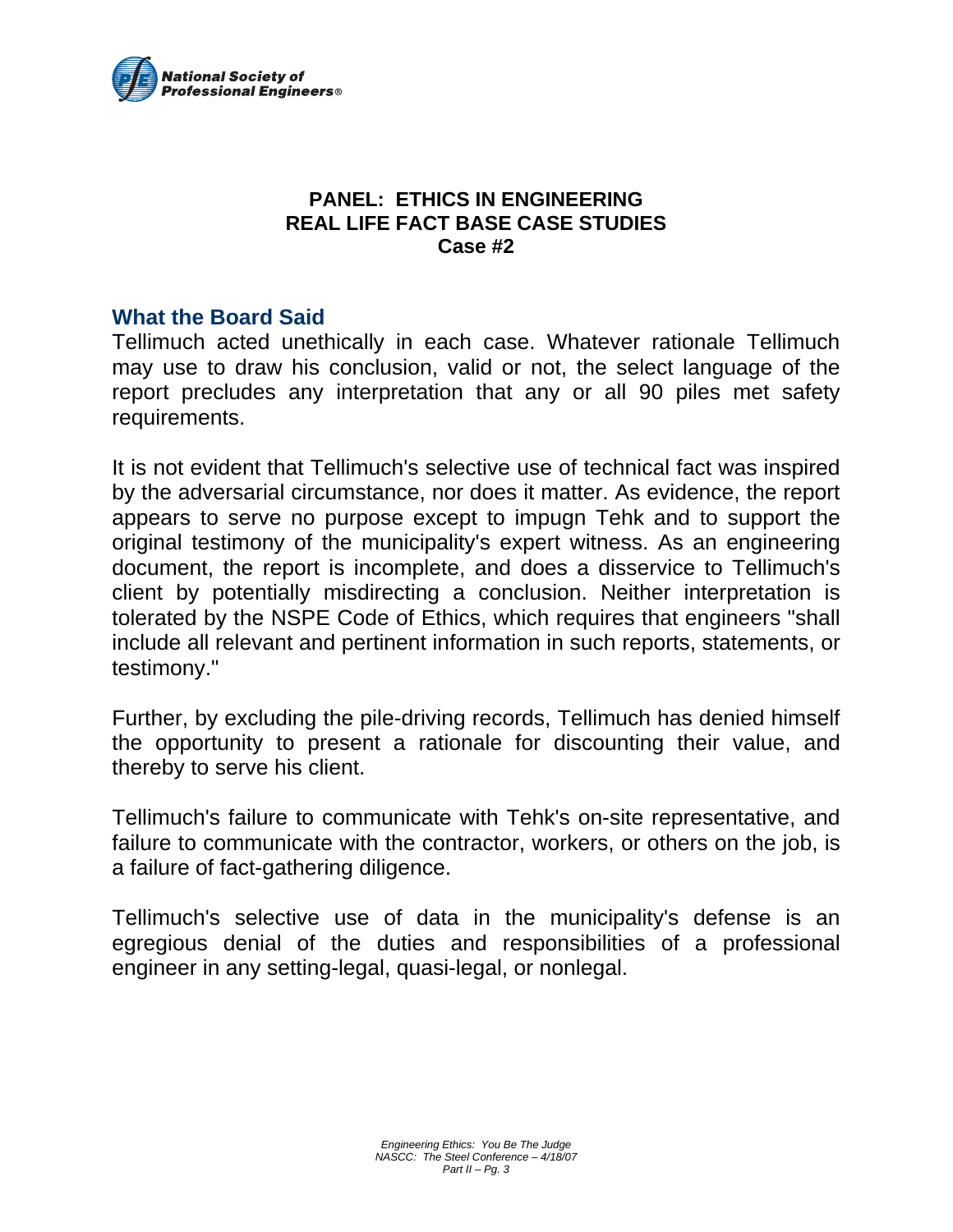**PANEL: ETHICS IN ENGINEERING**
**REAL LIFE FACT BASE CASE STUDIES**
**Case #2**

## What the Board Said

Tellimuch acted unethically in each case. Whatever rationale Tellimuch may use to draw his conclusion, valid or not, the select language of the report precludes any interpretation that any or all 90 piles met safety requirements.

It is not evident that Tellimuch's selective use of technical fact was inspired by the adversarial circumstance, nor does it matter. As evidence, the report appears to serve no purpose except to impugn Tehk and to support the original testimony of the municipality's expert witness. As an engineering document, the report is incomplete, and does a disservice to Tellimuch's client by potentially misdirecting a conclusion. Neither interpretation is tolerated by the NSPE Code of Ethics, which requires that engineers "shall include all relevant and pertinent information in such reports, statements, or testimony."

Further, by excluding the pile-driving records, Tellimuch has denied himself the opportunity to present a rationale for discounting their value, and thereby to serve his client.

Tellimuch's failure to communicate with Tehk's on-site representative, and failure to communicate with the contractor, workers, or others on the job, is a failure of fact-gathering diligence.

Tellimuch's selective use of data in the municipality's defense is an egregious denial of the duties and responsibilities of a professional engineer in any setting-legal, quasi-legal, or nonlegal.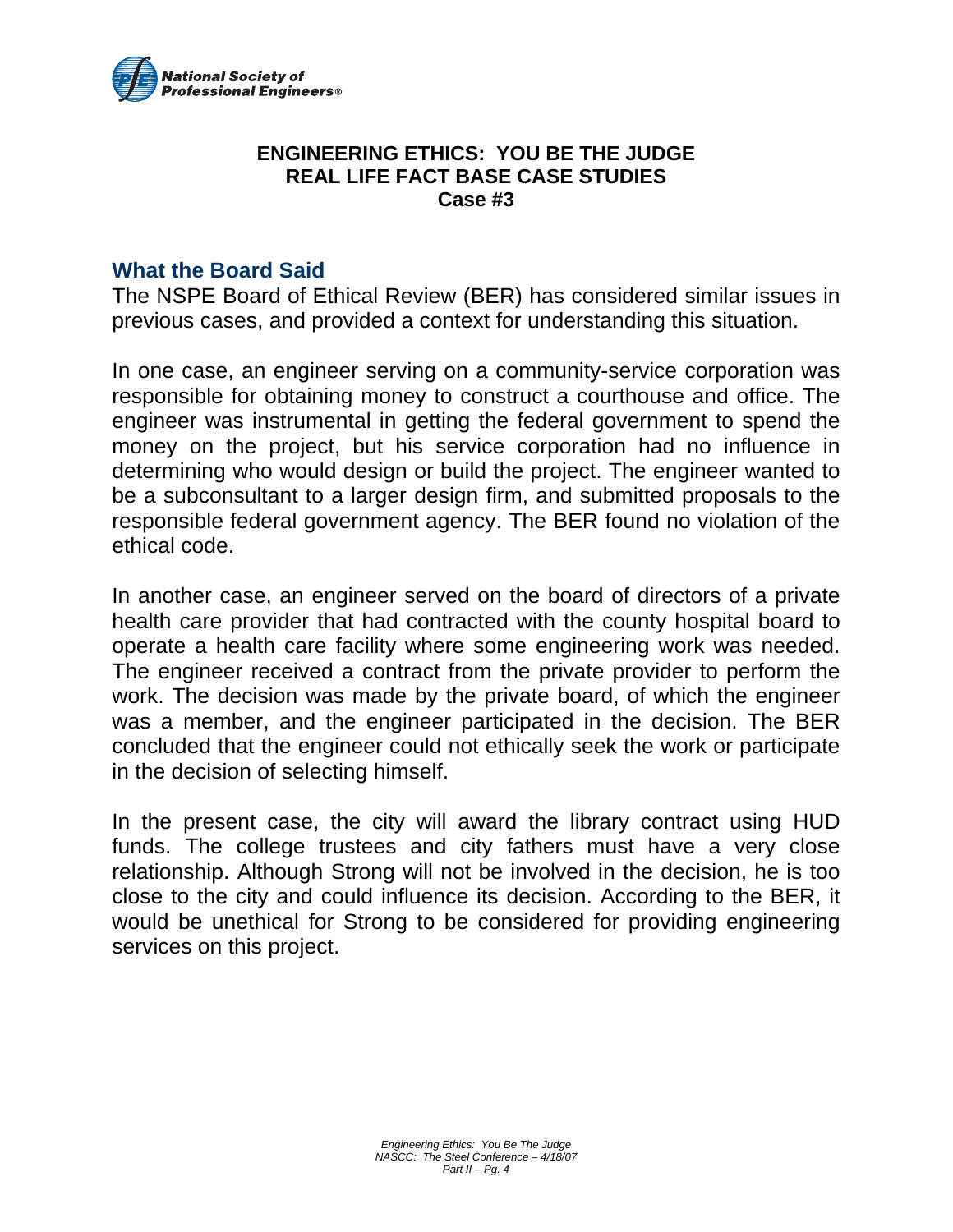**ENGINEERING ETHICS: YOU BE THE JUDGE**
**REAL LIFE FACT BASE CASE STUDIES**
**Case #3**

## What the Board Said

The NSPE Board of Ethical Review (BER) has considered similar issues in previous cases, and provided a context for understanding this situation.

In one case, an engineer serving on a community-service corporation was responsible for obtaining money to construct a courthouse and office. The engineer was instrumental in getting the federal government to spend the money on the project, but his service corporation had no influence in determining who would design or build the project. The engineer wanted to be a subconsultant to a larger design firm, and submitted proposals to the responsible federal government agency. The BER found no violation of the ethical code.

In another case, an engineer served on the board of directors of a private health care provider that had contracted with the county hospital board to operate a health care facility where some engineering work was needed. The engineer received a contract from the private provider to perform the work. The decision was made by the private board, of which the engineer was a member, and the engineer participated in the decision. The BER concluded that the engineer could not ethically seek the work or participate in the decision of selecting himself.

In the present case, the city will award the library contract using HUD funds. The college trustees and city fathers must have a very close relationship. Although Strong will not be involved in the decision, he is too close to the city and could influence its decision. According to the BER, it would be unethical for Strong to be considered for providing engineering services on this project.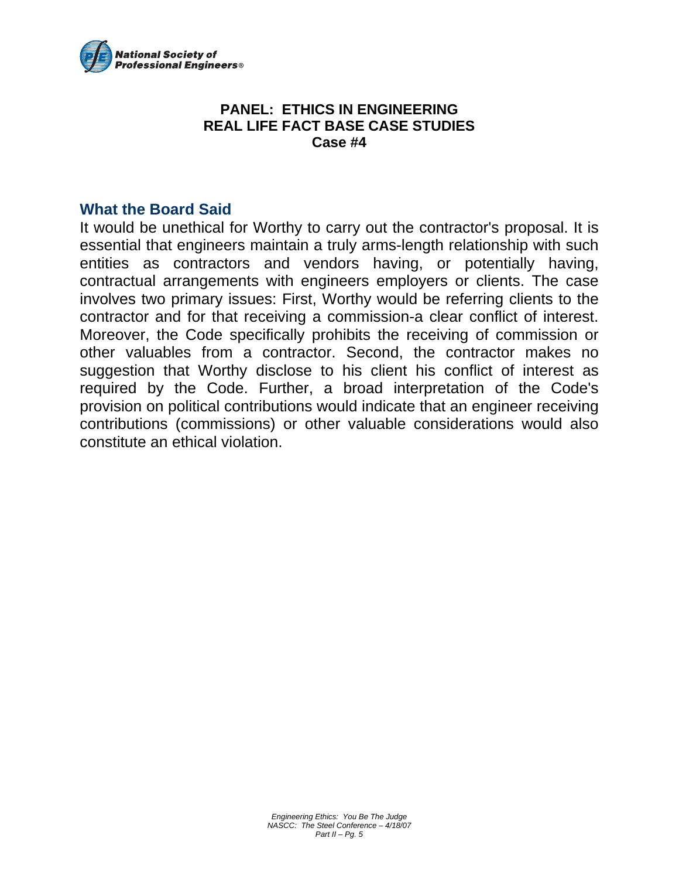## PANEL: ETHICS IN ENGINEERING
## REAL LIFE FACT BASE CASE STUDIES
## Case #4

### What the Board Said

It would be unethical for Worthy to carry out the contractor's proposal. It is essential that engineers maintain a truly arms-length relationship with such entities as contractors and vendors having, or potentially having, contractual arrangements with engineers employers or clients. The case involves two primary issues: First, Worthy would be referring clients to the contractor and for that receiving a commission-a clear conflict of interest. Moreover, the Code specifically prohibits the receiving of commission or other valuables from a contractor. Second, the contractor makes no suggestion that Worthy disclose to his client his conflict of interest as required by the Code. Further, a broad interpretation of the Code's provision on political contributions would indicate that an engineer receiving contributions (commissions) or other valuable considerations would also constitute an ethical violation.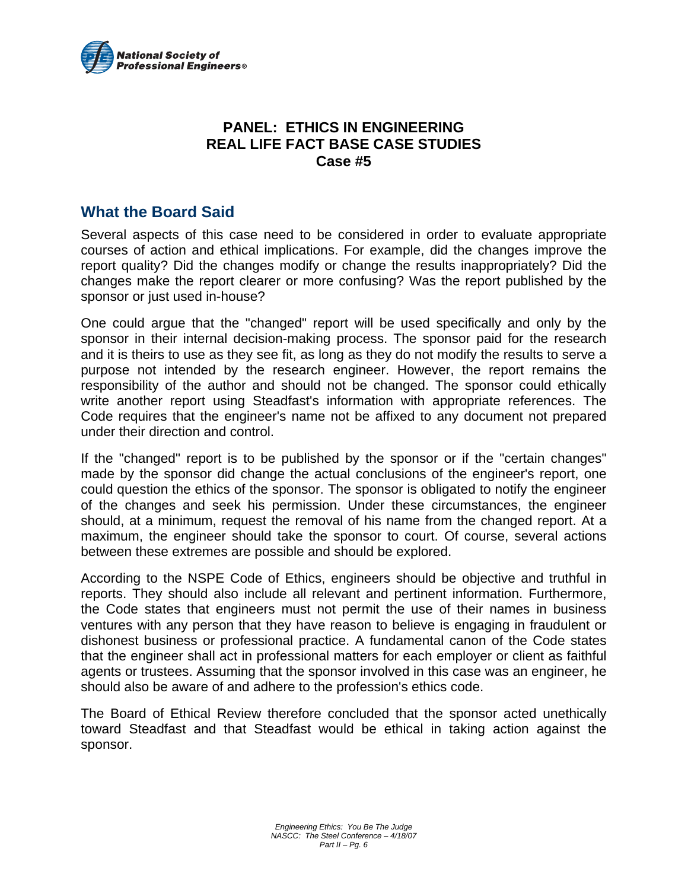## PANEL: ETHICS IN ENGINEERING
## REAL LIFE FACT BASE CASE STUDIES
## Case #5

## What the Board Said

Several aspects of this case need to be considered in order to evaluate appropriate courses of action and ethical implications. For example, did the changes improve the report quality? Did the changes modify or change the results inappropriately? Did the changes make the report clearer or more confusing? Was the report published by the sponsor or just used in-house?

One could argue that the "changed" report will be used specifically and only by the sponsor in their internal decision-making process. The sponsor paid for the research and it is theirs to use as they see fit, as long as they do not modify the results to serve a purpose not intended by the research engineer. However, the report remains the responsibility of the author and should not be changed. The sponsor could ethically write another report using Steadfast's information with appropriate references. The Code requires that the engineer's name not be affixed to any document not prepared under their direction and control.

If the "changed" report is to be published by the sponsor or if the "certain changes" made by the sponsor did change the actual conclusions of the engineer's report, one could question the ethics of the sponsor. The sponsor is obligated to notify the engineer of the changes and seek his permission. Under these circumstances, the engineer should, at a minimum, request the removal of his name from the changed report. At a maximum, the engineer should take the sponsor to court. Of course, several actions between these extremes are possible and should be explored.

According to the NSPE Code of Ethics, engineers should be objective and truthful in reports. They should also include all relevant and pertinent information. Furthermore, the Code states that engineers must not permit the use of their names in business ventures with any person that they have reason to believe is engaging in fraudulent or dishonest business or professional practice. A fundamental canon of the Code states that the engineer shall act in professional matters for each employer or client as faithful agents or trustees. Assuming that the sponsor involved in this case was an engineer, he should also be aware of and adhere to the profession's ethics code.

The Board of Ethical Review therefore concluded that the sponsor acted unethically toward Steadfast and that Steadfast would be ethical in taking action against the sponsor.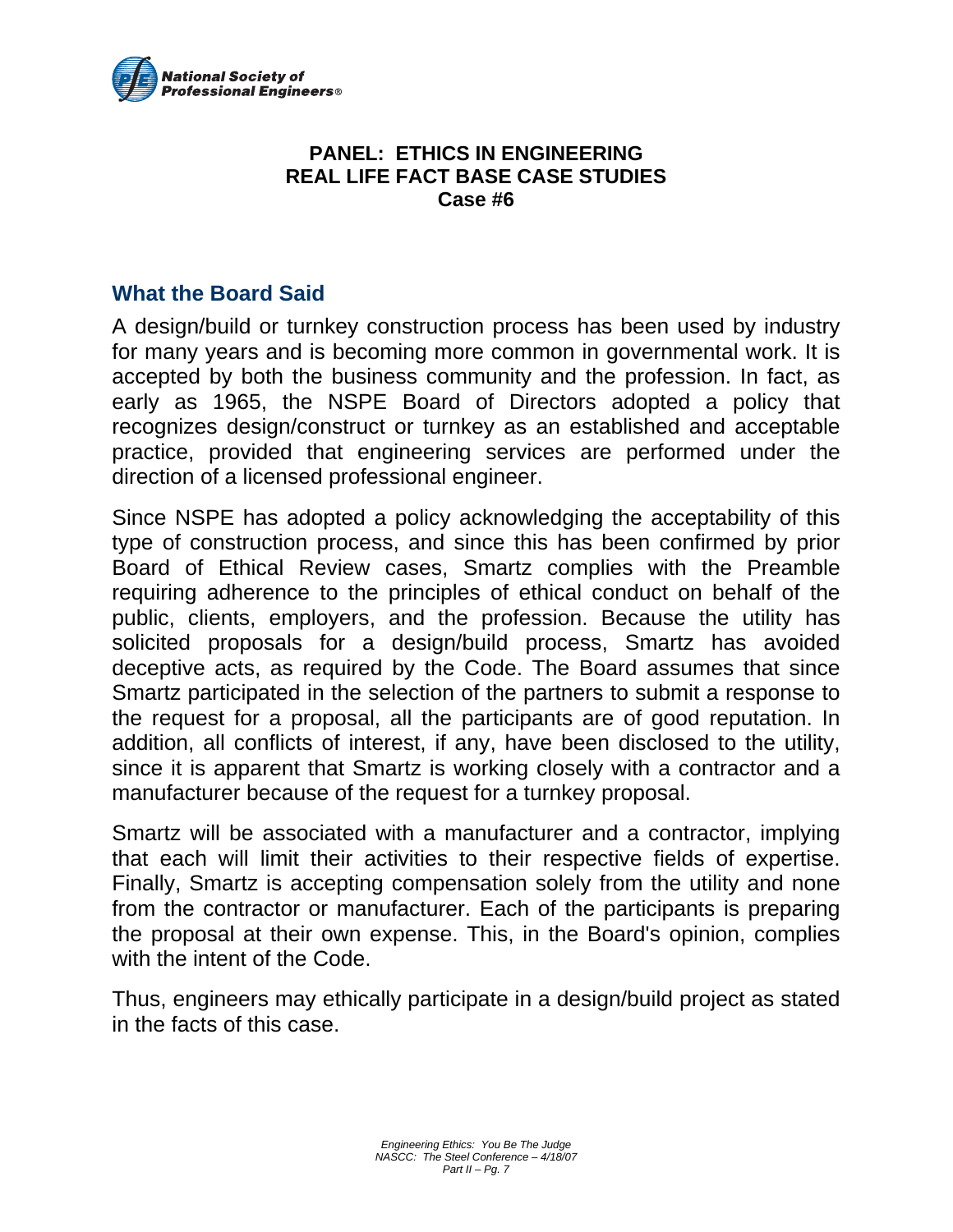**PANEL: ETHICS IN ENGINEERING**
**REAL LIFE FACT BASE CASE STUDIES**
**Case #6**

## What the Board Said

A design/build or turnkey construction process has been used by industry for many years and is becoming more common in governmental work. It is accepted by both the business community and the profession. In fact, as early as 1965, the NSPE Board of Directors adopted a policy that recognizes design/construct or turnkey as an established and acceptable practice, provided that engineering services are performed under the direction of a licensed professional engineer.

Since NSPE has adopted a policy acknowledging the acceptability of this type of construction process, and since this has been confirmed by prior Board of Ethical Review cases, Smartz complies with the Preamble requiring adherence to the principles of ethical conduct on behalf of the public, clients, employers, and the profession. Because the utility has solicited proposals for a design/build process, Smartz has avoided deceptive acts, as required by the Code. The Board assumes that since Smartz participated in the selection of the partners to submit a response to the request for a proposal, all the participants are of good reputation. In addition, all conflicts of interest, if any, have been disclosed to the utility, since it is apparent that Smartz is working closely with a contractor and a manufacturer because of the request for a turnkey proposal.

Smartz will be associated with a manufacturer and a contractor, implying that each will limit their activities to their respective fields of expertise. Finally, Smartz is accepting compensation solely from the utility and none from the contractor or manufacturer. Each of the participants is preparing the proposal at their own expense. This, in the Board's opinion, complies with the intent of the Code.

Thus, engineers may ethically participate in a design/build project as stated in the facts of this case.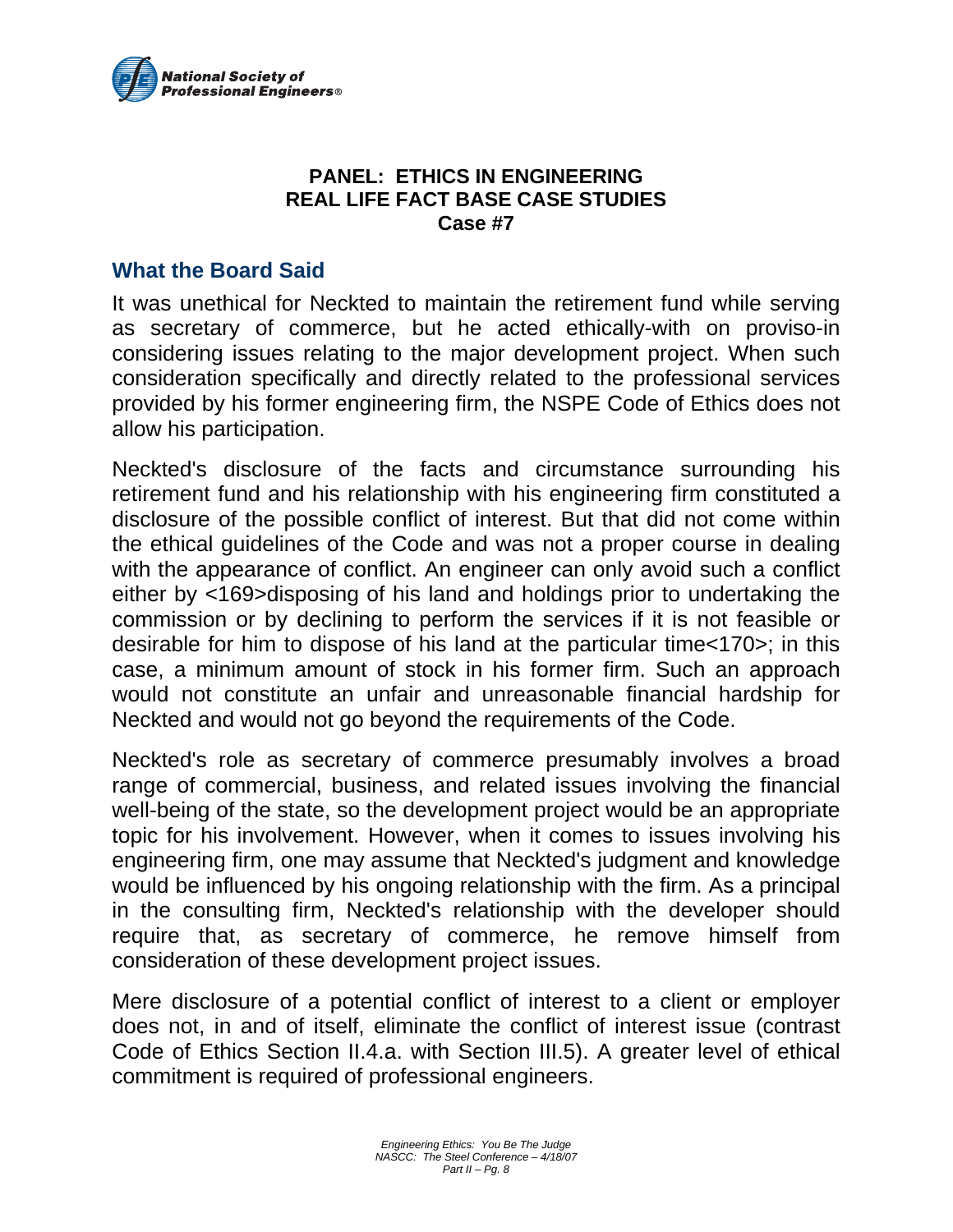## PANEL: ETHICS IN ENGINEERING
## REAL LIFE FACT BASE CASE STUDIES
## Case #7

### What the Board Said

It was unethical for Neckted to maintain the retirement fund while serving as secretary of commerce, but he acted ethically-with on proviso-in considering issues relating to the major development project. When such consideration specifically and directly related to the professional services provided by his former engineering firm, the NSPE Code of Ethics does not allow his participation.

Neckted's disclosure of the facts and circumstance surrounding his retirement fund and his relationship with his engineering firm constituted a disclosure of the possible conflict of interest. But that did not come within the ethical guidelines of the Code and was not a proper course in dealing with the appearance of conflict. An engineer can only avoid such a conflict either by <169>disposing of his land and holdings prior to undertaking the commission or by declining to perform the services if it is not feasible or desirable for him to dispose of his land at the particular time<170>; in this case, a minimum amount of stock in his former firm. Such an approach would not constitute an unfair and unreasonable financial hardship for Neckted and would not go beyond the requirements of the Code.

Neckted's role as secretary of commerce presumably involves a broad range of commercial, business, and related issues involving the financial well-being of the state, so the development project would be an appropriate topic for his involvement. However, when it comes to issues involving his engineering firm, one may assume that Neckted's judgment and knowledge would be influenced by his ongoing relationship with the firm. As a principal in the consulting firm, Neckted's relationship with the developer should require that, as secretary of commerce, he remove himself from consideration of these development project issues.

Mere disclosure of a potential conflict of interest to a client or employer does not, in and of itself, eliminate the conflict of interest issue (contrast Code of Ethics Section II.4.a. with Section III.5). A greater level of ethical commitment is required of professional engineers.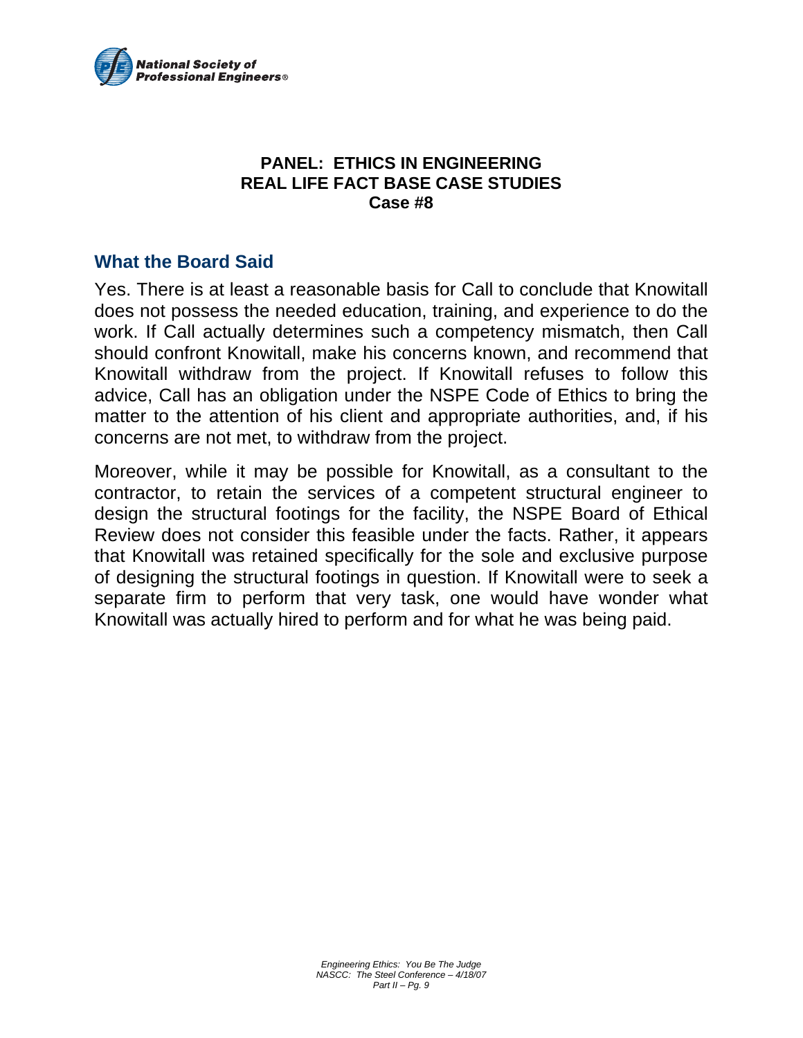**PANEL: ETHICS IN ENGINEERING**
**REAL LIFE FACT BASE CASE STUDIES**
**Case #8**

## What the Board Said

Yes. There is at least a reasonable basis for Call to conclude that Knowitall does not possess the needed education, training, and experience to do the work. If Call actually determines such a competency mismatch, then Call should confront Knowitall, make his concerns known, and recommend that Knowitall withdraw from the project. If Knowitall refuses to follow this advice, Call has an obligation under the NSPE Code of Ethics to bring the matter to the attention of his client and appropriate authorities, and, if his concerns are not met, to withdraw from the project.

Moreover, while it may be possible for Knowitall, as a consultant to the contractor, to retain the services of a competent structural engineer to design the structural footings for the facility, the NSPE Board of Ethical Review does not consider this feasible under the facts. Rather, it appears that Knowitall was retained specifically for the sole and exclusive purpose of designing the structural footings in question. If Knowitall were to seek a separate firm to perform that very task, one would have wonder what Knowitall was actually hired to perform and for what he was being paid.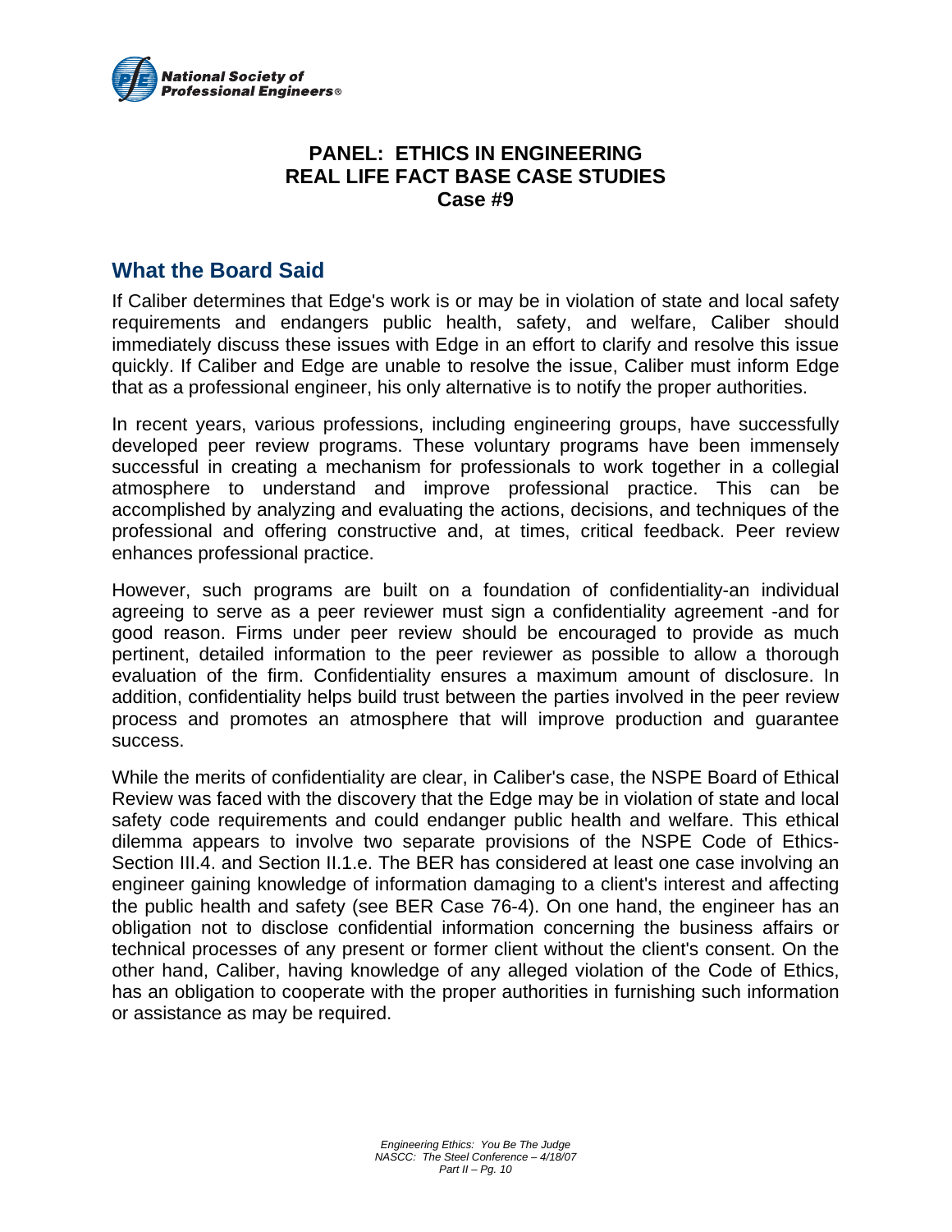**PANEL: ETHICS IN ENGINEERING**
**REAL LIFE FACT BASE CASE STUDIES**
**Case #9**

## What the Board Said

If Caliber determines that Edge's work is or may be in violation of state and local safety requirements and endangers public health, safety, and welfare, Caliber should immediately discuss these issues with Edge in an effort to clarify and resolve this issue quickly. If Caliber and Edge are unable to resolve the issue, Caliber must inform Edge that as a professional engineer, his only alternative is to notify the proper authorities.

In recent years, various professions, including engineering groups, have successfully developed peer review programs. These voluntary programs have been immensely successful in creating a mechanism for professionals to work together in a collegial atmosphere to understand and improve professional practice. This can be accomplished by analyzing and evaluating the actions, decisions, and techniques of the professional and offering constructive and, at times, critical feedback. Peer review enhances professional practice.

However, such programs are built on a foundation of confidentiality-an individual agreeing to serve as a peer reviewer must sign a confidentiality agreement -and for good reason. Firms under peer review should be encouraged to provide as much pertinent, detailed information to the peer reviewer as possible to allow a thorough evaluation of the firm. Confidentiality ensures a maximum amount of disclosure. In addition, confidentiality helps build trust between the parties involved in the peer review process and promotes an atmosphere that will improve production and guarantee success.

While the merits of confidentiality are clear, in Caliber's case, the NSPE Board of Ethical Review was faced with the discovery that the Edge may be in violation of state and local safety code requirements and could endanger public health and welfare. This ethical dilemma appears to involve two separate provisions of the NSPE Code of Ethics-Section III.4. and Section II.1.e. The BER has considered at least one case involving an engineer gaining knowledge of information damaging to a client's interest and affecting the public health and safety (see BER Case 76-4). On one hand, the engineer has an obligation not to disclose confidential information concerning the business affairs or technical processes of any present or former client without the client's consent. On the other hand, Caliber, having knowledge of any alleged violation of the Code of Ethics, has an obligation to cooperate with the proper authorities in furnishing such information or assistance as may be required.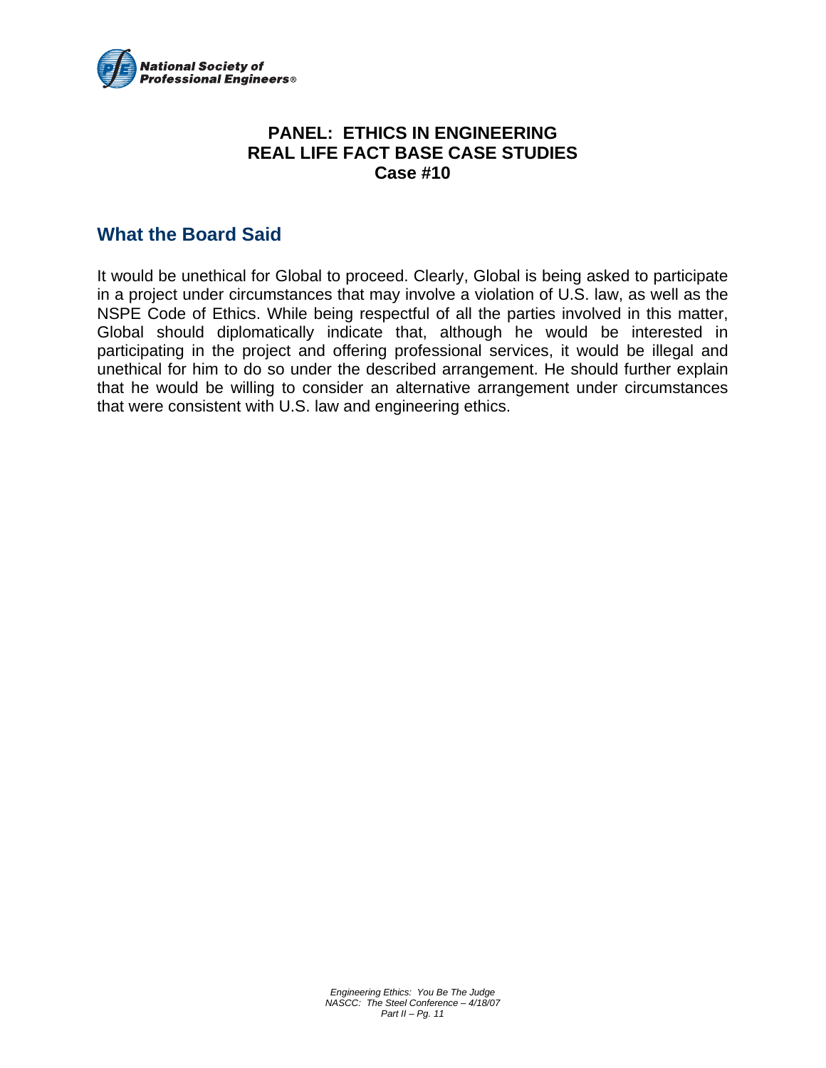# PANEL: ETHICS IN ENGINEERING
# REAL LIFE FACT BASE CASE STUDIES
# Case #10

## What the Board Said

It would be unethical for Global to proceed. Clearly, Global is being asked to participate in a project under circumstances that may involve a violation of U.S. law, as well as the NSPE Code of Ethics. While being respectful of all the parties involved in this matter, Global should diplomatically indicate that, although he would be interested in participating in the project and offering professional services, it would be illegal and unethical for him to do so under the described arrangement. He should further explain that he would be willing to consider an alternative arrangement under circumstances that were consistent with U.S. law and engineering ethics.